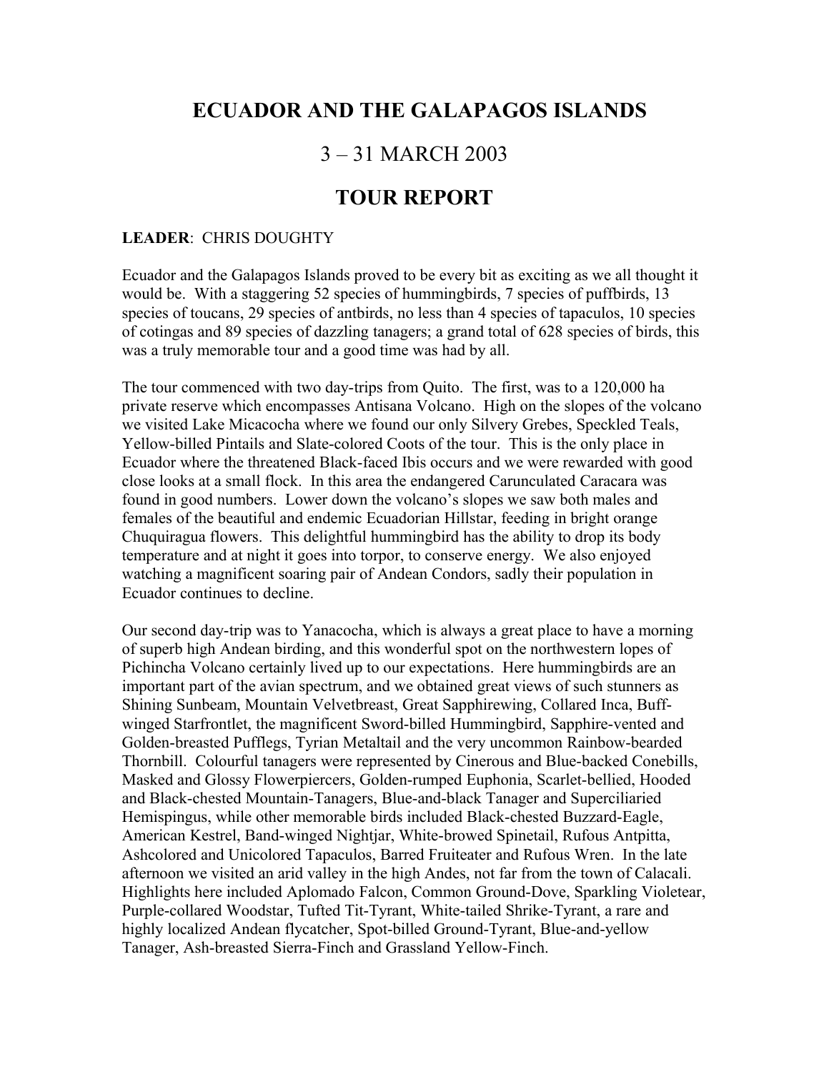# ECUADOR AND THE GALAPAGOS ISLANDS

## 3 – 31 MARCH 2003

## TOUR REPORT

**LEADER**: CHRIS DOUGHTY

Ecuador and the Galapagos Islands proved to be every bit as exciting as we all thought it would be. With a staggering 52 species of hummingbirds, 7 species of puffbirds, 13 species of toucans, 29 species of antbirds, no less than 4 species of tapaculos, 10 species of cotingas and 89 species of dazzling tanagers; a grand total of 628 species of birds, this was a truly memorable tour and a good time was had by all.

The tour commenced with two day-trips from Quito. The first, was to a 120,000 ha private reserve which encompasses Antisana Volcano. High on the slopes of the volcano we visited Lake Micacocha where we found our only Silvery Grebes, Speckled Teals, Yellow-billed Pintails and Slate-colored Coots of the tour. This is the only place in Ecuador where the threatened Black-faced Ibis occurs and we were rewarded with good close looks at a small flock. In this area the endangered Carunculated Caracara was found in good numbers. Lower down the volcano's slopes we saw both males and females of the beautiful and endemic Ecuadorian Hillstar, feeding in bright orange Chuquiragua flowers. This delightful hummingbird has the ability to drop its body temperature and at night it goes into torpor, to conserve energy. We also enjoyed watching a magnificent soaring pair of Andean Condors, sadly their population in Ecuador continues to decline.

Our second day-trip was to Yanacocha, which is always a great place to have a morning of superb high Andean birding, and this wonderful spot on the northwestern lopes of Pichincha Volcano certainly lived up to our expectations. Here hummingbirds are an important part of the avian spectrum, and we obtained great views of such stunners as Shining Sunbeam, Mountain Velvetbreast, Great Sapphirewing, Collared Inca, Buff-winged Starfrontlet, the magnificent Sword-billed Hummingbird, Sapphire-vented and Golden-breasted Pufflegs, Tyrian Metaltail and the very uncommon Rainbow-bearded Thornbill. Colourful tanagers were represented by Cinerous and Blue-backed Conebills, Masked and Glossy Flowerpiercers, Golden-rumped Euphonia, Scarlet-bellied, Hooded and Black-chested Mountain-Tanagers, Blue-and-black Tanager and Superciliaried Hemispingus, while other memorable birds included Black-chested Buzzard-Eagle, American Kestrel, Band-winged Nightjar, White-browed Spinetail, Rufous Antpitta, Ashcolored and Unicolored Tapaculos, Barred Fruiteater and Rufous Wren. In the late afternoon we visited an arid valley in the high Andes, not far from the town of Calacali. Highlights here included Aplomado Falcon, Common Ground-Dove, Sparkling Violetear, Purple-collared Woodstar, Tufted Tit-Tyrant, White-tailed Shrike-Tyrant, a rare and highly localized Andean flycatcher, Spot-billed Ground-Tyrant, Blue-and-yellow Tanager, Ash-breasted Sierra-Finch and Grassland Yellow-Finch.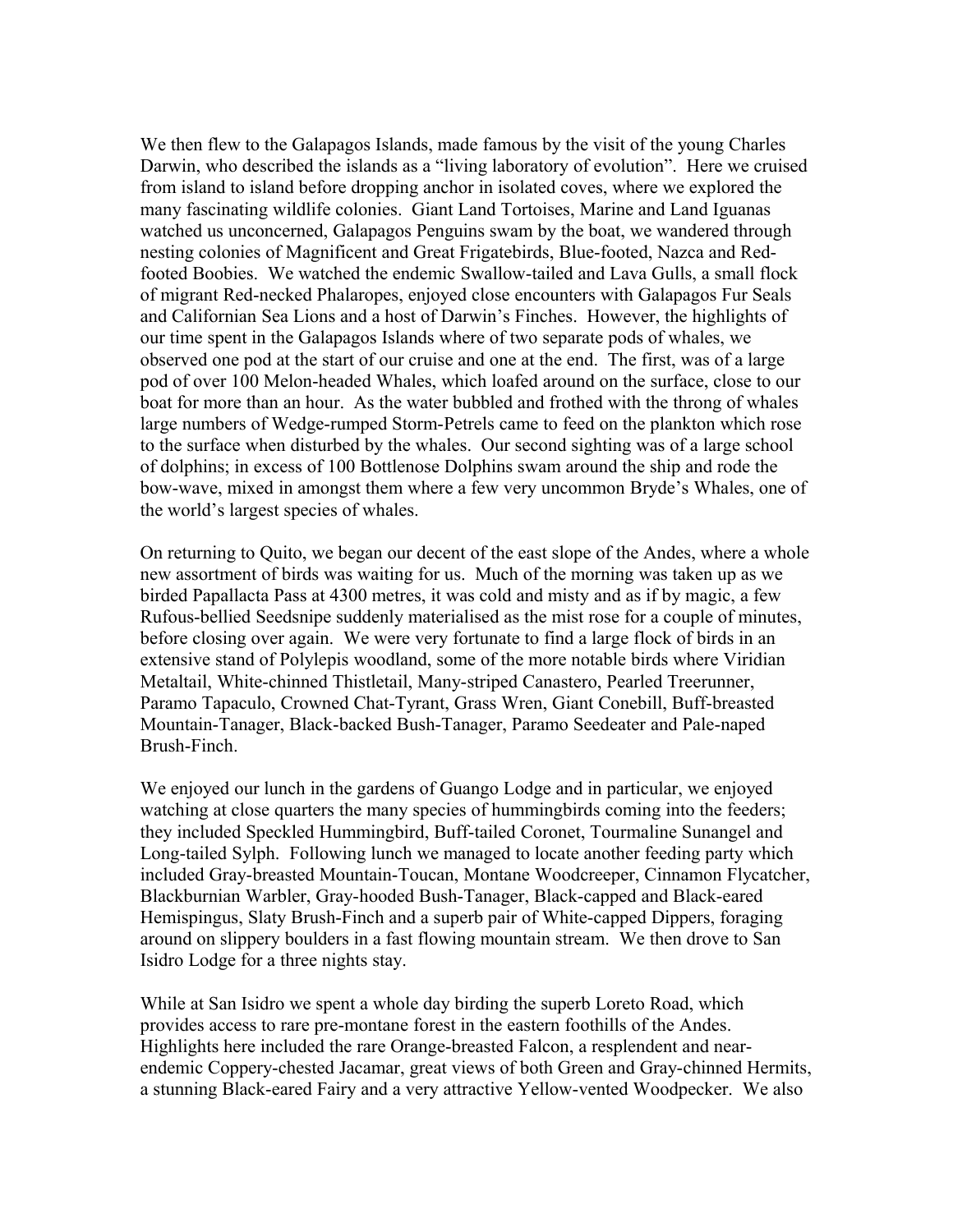We then flew to the Galapagos Islands, made famous by the visit of the young Charles Darwin, who described the islands as a "living laboratory of evolution". Here we cruised from island to island before dropping anchor in isolated coves, where we explored the many fascinating wildlife colonies. Giant Land Tortoises, Marine and Land Iguanas watched us unconcerned, Galapagos Penguins swam by the boat, we wandered through nesting colonies of Magnificent and Great Frigatebirds, Blue-footed, Nazca and Red-footed Boobies. We watched the endemic Swallow-tailed and Lava Gulls, a small flock of migrant Red-necked Phalaropes, enjoyed close encounters with Galapagos Fur Seals and Californian Sea Lions and a host of Darwin's Finches. However, the highlights of our time spent in the Galapagos Islands where of two separate pods of whales, we observed one pod at the start of our cruise and one at the end. The first, was of a large pod of over 100 Melon-headed Whales, which loafed around on the surface, close to our boat for more than an hour. As the water bubbled and frothed with the throng of whales large numbers of Wedge-rumped Storm-Petrels came to feed on the plankton which rose to the surface when disturbed by the whales. Our second sighting was of a large school of dolphins; in excess of 100 Bottlenose Dolphins swam around the ship and rode the bow-wave, mixed in amongst them where a few very uncommon Bryde's Whales, one of the world's largest species of whales.

On returning to Quito, we began our decent of the east slope of the Andes, where a whole new assortment of birds was waiting for us. Much of the morning was taken up as we birded Papallacta Pass at 4300 metres, it was cold and misty and as if by magic, a few Rufous-bellied Seedsnipe suddenly materialised as the mist rose for a couple of minutes, before closing over again. We were very fortunate to find a large flock of birds in an extensive stand of Polylepis woodland, some of the more notable birds where Viridian Metaltail, White-chinned Thistletail, Many-striped Canastero, Pearled Treerunner, Paramo Tapaculo, Crowned Chat-Tyrant, Grass Wren, Giant Conebill, Buff-breasted Mountain-Tanager, Black-backed Bush-Tanager, Paramo Seedeater and Pale-naped Brush-Finch.

We enjoyed our lunch in the gardens of Guango Lodge and in particular, we enjoyed watching at close quarters the many species of hummingbirds coming into the feeders; they included Speckled Hummingbird, Buff-tailed Coronet, Tourmaline Sunangel and Long-tailed Sylph. Following lunch we managed to locate another feeding party which included Gray-breasted Mountain-Toucan, Montane Woodcreeper, Cinnamon Flycatcher, Blackburnian Warbler, Gray-hooded Bush-Tanager, Black-capped and Black-eared Hemispingus, Slaty Brush-Finch and a superb pair of White-capped Dippers, foraging around on slippery boulders in a fast flowing mountain stream. We then drove to San Isidro Lodge for a three nights stay.

While at San Isidro we spent a whole day birding the superb Loreto Road, which provides access to rare pre-montane forest in the eastern foothills of the Andes. Highlights here included the rare Orange-breasted Falcon, a resplendent and near-endemic Coppery-chested Jacamar, great views of both Green and Gray-chinned Hermits, a stunning Black-eared Fairy and a very attractive Yellow-vented Woodpecker. We also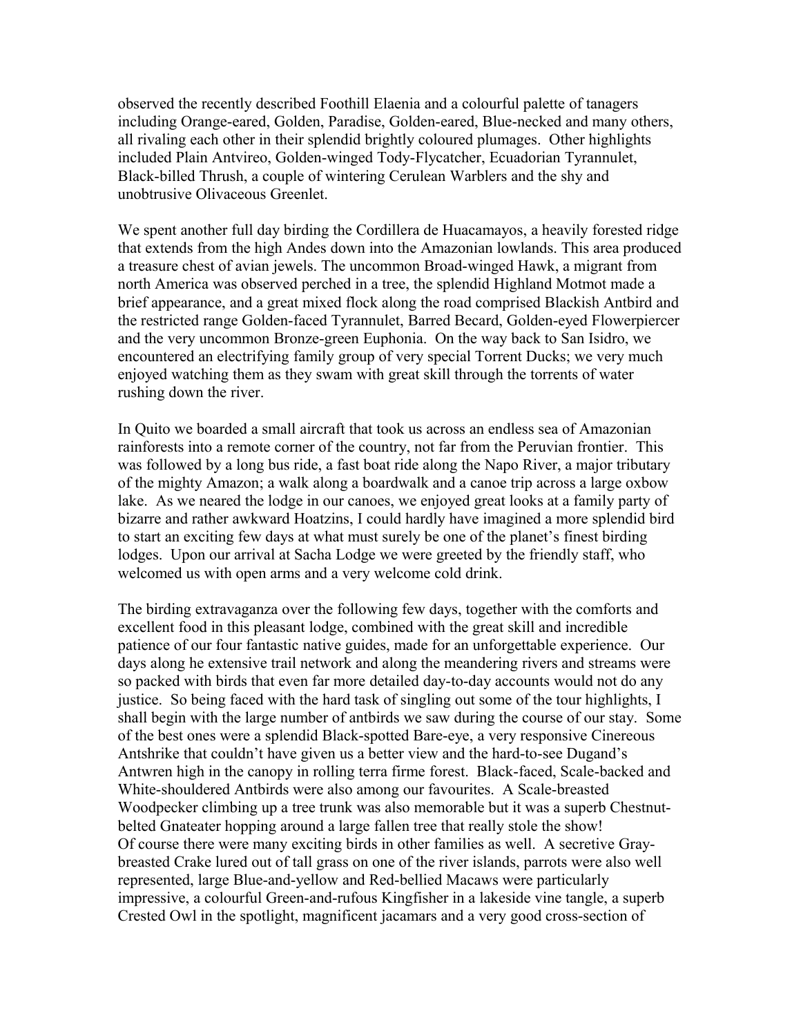observed the recently described Foothill Elaenia and a colourful palette of tanagers including Orange-eared, Golden, Paradise, Golden-eared, Blue-necked and many others, all rivaling each other in their splendid brightly coloured plumages. Other highlights included Plain Antvireo, Golden-winged Tody-Flycatcher, Ecuadorian Tyrannulet, Black-billed Thrush, a couple of wintering Cerulean Warblers and the shy and unobtrusive Olivaceous Greenlet.

We spent another full day birding the Cordillera de Huacamayos, a heavily forested ridge that extends from the high Andes down into the Amazonian lowlands. This area produced a treasure chest of avian jewels. The uncommon Broad-winged Hawk, a migrant from north America was observed perched in a tree, the splendid Highland Motmot made a brief appearance, and a great mixed flock along the road comprised Blackish Antbird and the restricted range Golden-faced Tyrannulet, Barred Becard, Golden-eyed Flowerpiercer and the very uncommon Bronze-green Euphonia. On the way back to San Isidro, we encountered an electrifying family group of very special Torrent Ducks; we very much enjoyed watching them as they swam with great skill through the torrents of water rushing down the river.

In Quito we boarded a small aircraft that took us across an endless sea of Amazonian rainforests into a remote corner of the country, not far from the Peruvian frontier. This was followed by a long bus ride, a fast boat ride along the Napo River, a major tributary of the mighty Amazon; a walk along a boardwalk and a canoe trip across a large oxbow lake. As we neared the lodge in our canoes, we enjoyed great looks at a family party of bizarre and rather awkward Hoatzins, I could hardly have imagined a more splendid bird to start an exciting few days at what must surely be one of the planet's finest birding lodges. Upon our arrival at Sacha Lodge we were greeted by the friendly staff, who welcomed us with open arms and a very welcome cold drink.

The birding extravaganza over the following few days, together with the comforts and excellent food in this pleasant lodge, combined with the great skill and incredible patience of our four fantastic native guides, made for an unforgettable experience. Our days along he extensive trail network and along the meandering rivers and streams were so packed with birds that even far more detailed day-to-day accounts would not do any justice. So being faced with the hard task of singling out some of the tour highlights, I shall begin with the large number of antbirds we saw during the course of our stay. Some of the best ones were a splendid Black-spotted Bare-eye, a very responsive Cinereous Antshrike that couldn't have given us a better view and the hard-to-see Dugand's Antwren high in the canopy in rolling terra firme forest. Black-faced, Scale-backed and White-shouldered Antbirds were also among our favourites. A Scale-breasted Woodpecker climbing up a tree trunk was also memorable but it was a superb Chestnut-belted Gnateater hopping around a large fallen tree that really stole the show!
Of course there were many exciting birds in other families as well. A secretive Gray-breasted Crake lured out of tall grass on one of the river islands, parrots were also well represented, large Blue-and-yellow and Red-bellied Macaws were particularly impressive, a colourful Green-and-rufous Kingfisher in a lakeside vine tangle, a superb Crested Owl in the spotlight, magnificent jacamars and a very good cross-section of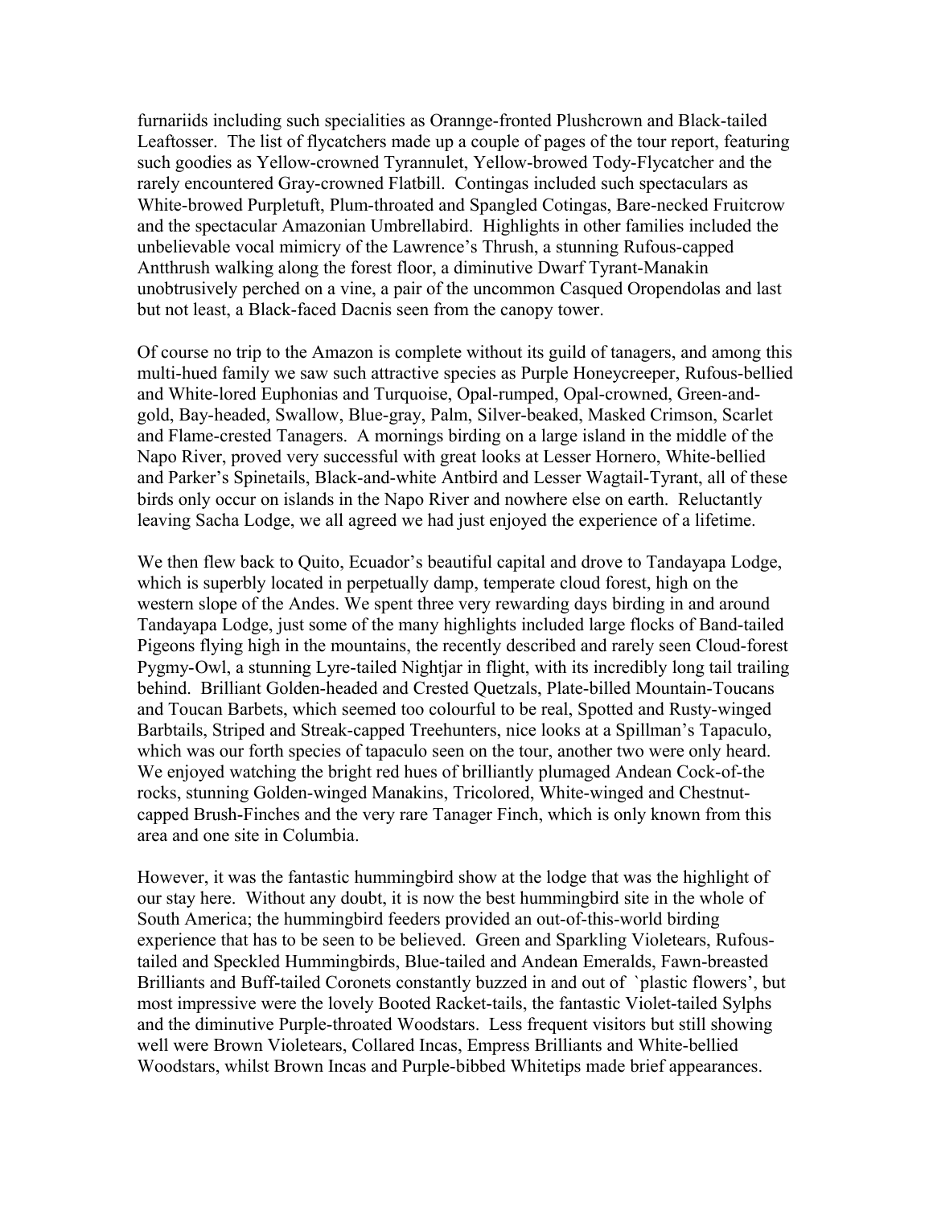furnariids including such specialities as Orannge-fronted Plushcrown and Black-tailed Leaftosser. The list of flycatchers made up a couple of pages of the tour report, featuring such goodies as Yellow-crowned Tyrannulet, Yellow-browed Tody-Flycatcher and the rarely encountered Gray-crowned Flatbill. Contingas included such speculars as White-browed Purpletuft, Plum-throated and Spangled Cotingas, Bare-necked Fruitcrow and the spectacular Amazonian Umbrellabird. Highlights in other families included the unbelievable vocal mimicry of the Lawrence's Thrush, a stunning Rufous-capped Antthrush walking along the forest floor, a diminutive Dwarf Tyrant-Manakin unobtrusively perched on a vine, a pair of the uncommon Casqued Oropendolas and last but not least, a Black-faced Dacnis seen from the canopy tower.

Of course no trip to the Amazon is complete without its guild of tanagers, and among this multi-hued family we saw such attractive species as Purple Honeycreeper, Rufous-bellied and White-lored Euphonias and Turquoise, Opal-rumped, Opal-crowned, Green-and-gold, Bay-headed, Swallow, Blue-gray, Palm, Silver-beaked, Masked Crimson, Scarlet and Flame-crested Tanagers. A mornings birding on a large island in the middle of the Napo River, proved very successful with great looks at Lesser Hornero, White-bellied and Parker's Spinetails, Black-and-white Antbird and Lesser Wagtail-Tyrant, all of these birds only occur on islands in the Napo River and nowhere else on earth. Reluctantly leaving Sacha Lodge, we all agreed we had just enjoyed the experience of a lifetime.

We then flew back to Quito, Ecuador's beautiful capital and drove to Tandayapa Lodge, which is superbly located in perpetually damp, temperate cloud forest, high on the western slope of the Andes. We spent three very rewarding days birding in and around Tandayapa Lodge, just some of the many highlights included large flocks of Band-tailed Pigeons flying high in the mountains, the recently described and rarely seen Cloud-forest Pygmy-Owl, a stunning Lyre-tailed Nightjar in flight, with its incredibly long tail trailing behind. Brilliant Golden-headed and Crested Quetzals, Plate-billed Mountain-Toucans and Toucan Barbets, which seemed too colourful to be real, Spotted and Rusty-winged Barbtails, Striped and Streak-capped Treehunters, nice looks at a Spillman's Tapaculo, which was our forth species of tapaculo seen on the tour, another two were only heard. We enjoyed watching the bright red hues of brilliantly plumaged Andean Cock-of-the rocks, stunning Golden-winged Manakins, Tricolored, White-winged and Chestnut-capped Brush-Finches and the very rare Tanager Finch, which is only known from this area and one site in Columbia.

However, it was the fantastic hummingbird show at the lodge that was the highlight of our stay here. Without any doubt, it is now the best hummingbird site in the whole of South America; the hummingbird feeders provided an out-of-this-world birding experience that has to be seen to be believed. Green and Sparkling Violetears, Rufous-tailed and Speckled Hummingbirds, Blue-tailed and Andean Emeralds, Fawn-breasted Brilliants and Buff-tailed Coronets constantly buzzed in and out of `plastic flowers', but most impressive were the lovely Booted Racket-tails, the fantastic Violet-tailed Sylphs and the diminutive Purple-throated Woodstars. Less frequent visitors but still showing well were Brown Violetears, Collared Incas, Empress Brilliants and White-bellied Woodstars, whilst Brown Incas and Purple-bibbed Whitetips made brief appearances.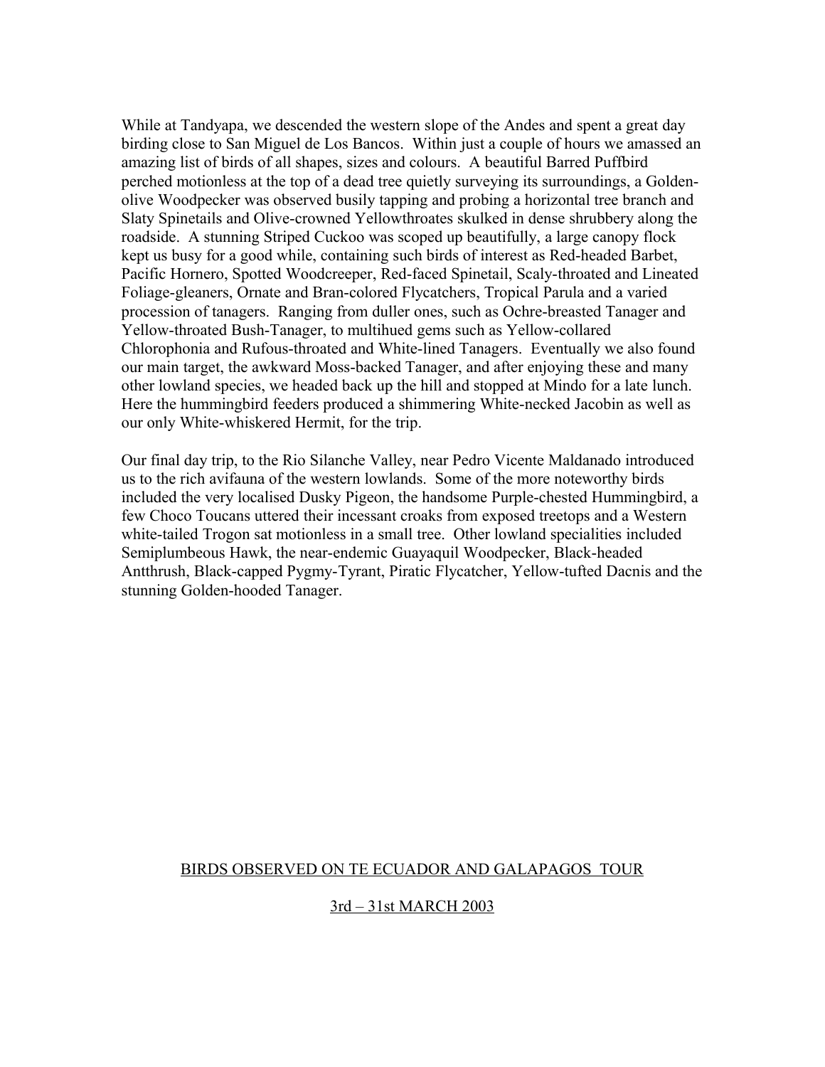While at Tandyapa, we descended the western slope of the Andes and spent a great day birding close to San Miguel de Los Bancos. Within just a couple of hours we amassed an amazing list of birds of all shapes, sizes and colours. A beautiful Barred Puffbird perched motionless at the top of a dead tree quietly surveying its surroundings, a Golden-olive Woodpecker was observed busily tapping and probing a horizontal tree branch and Slaty Spinetails and Olive-crowned Yellowthroates skulked in dense shrubbery along the roadside. A stunning Striped Cuckoo was scoped up beautifully, a large canopy flock kept us busy for a good while, containing such birds of interest as Red-headed Barbet, Pacific Hornero, Spotted Woodcreeper, Red-faced Spinetail, Scaly-throated and Lineated Foliage-gleaners, Ornate and Bran-colored Flycatchers, Tropical Parula and a varied procession of tanagers. Ranging from duller ones, such as Ochre-breasted Tanager and Yellow-throated Bush-Tanager, to multihued gems such as Yellow-collared Chlorophonia and Rufous-throated and White-lined Tanagers. Eventually we also found our main target, the awkward Moss-backed Tanager, and after enjoying these and many other lowland species, we headed back up the hill and stopped at Mindo for a late lunch. Here the hummingbird feeders produced a shimmering White-necked Jacobin as well as our only White-whiskered Hermit, for the trip.

Our final day trip, to the Rio Silanche Valley, near Pedro Vicente Maldanado introduced us to the rich avifauna of the western lowlands. Some of the more noteworthy birds included the very localised Dusky Pigeon, the handsome Purple-chested Hummingbird, a few Choco Toucans uttered their incessant croaks from exposed treetops and a Western white-tailed Trogon sat motionless in a small tree. Other lowland specialities included Semiplumbeous Hawk, the near-endemic Guayaquil Woodpecker, Black-headed Antthrush, Black-capped Pygmy-Tyrant, Piratic Flycatcher, Yellow-tufted Dacnis and the stunning Golden-hooded Tanager.

## BIRDS OBSERVED ON TE ECUADOR AND GALAPAGOS TOUR

## 3rd – 31st MARCH 2003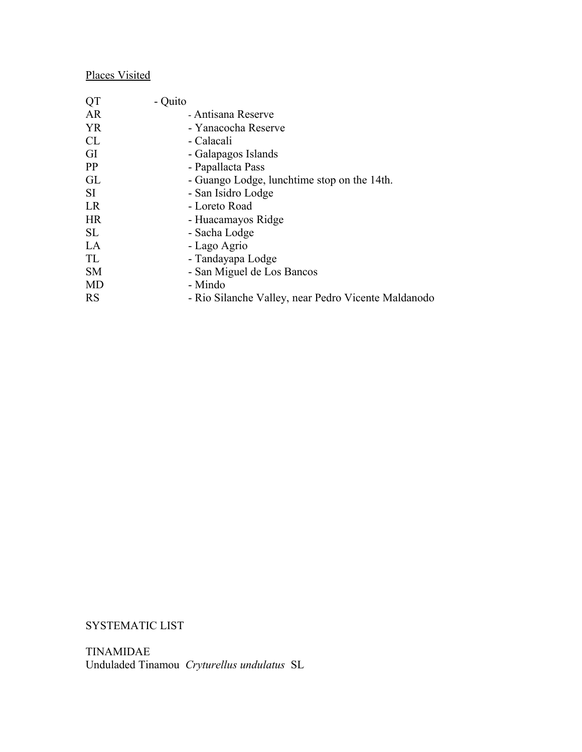Places Visited

| | |
|---|---|
| QT | - Quito |
| AR | - Antisana Reserve |
| YR | - Yanacocha Reserve |
| CL | - Calacali |
| GI | - Galapagos Islands |
| PP | - Papallacta Pass |
| GL | - Guango Lodge, lunchtime stop on the 14th. |
| SI | - San Isidro Lodge |
| LR | - Loreto Road |
| HR | - Huacamayos Ridge |
| SL | - Sacha Lodge |
| LA | - Lago Agrio |
| TL | - Tandayapa Lodge |
| SM | - San Miguel de Los Bancos |
| MD | - Mindo |
| RS | - Rio Silanche Valley, near Pedro Vicente Maldanodo |

SYSTEMATIC LIST

TINAMIDAE

Unduladed Tinamou *Cryturellus undulatus* SL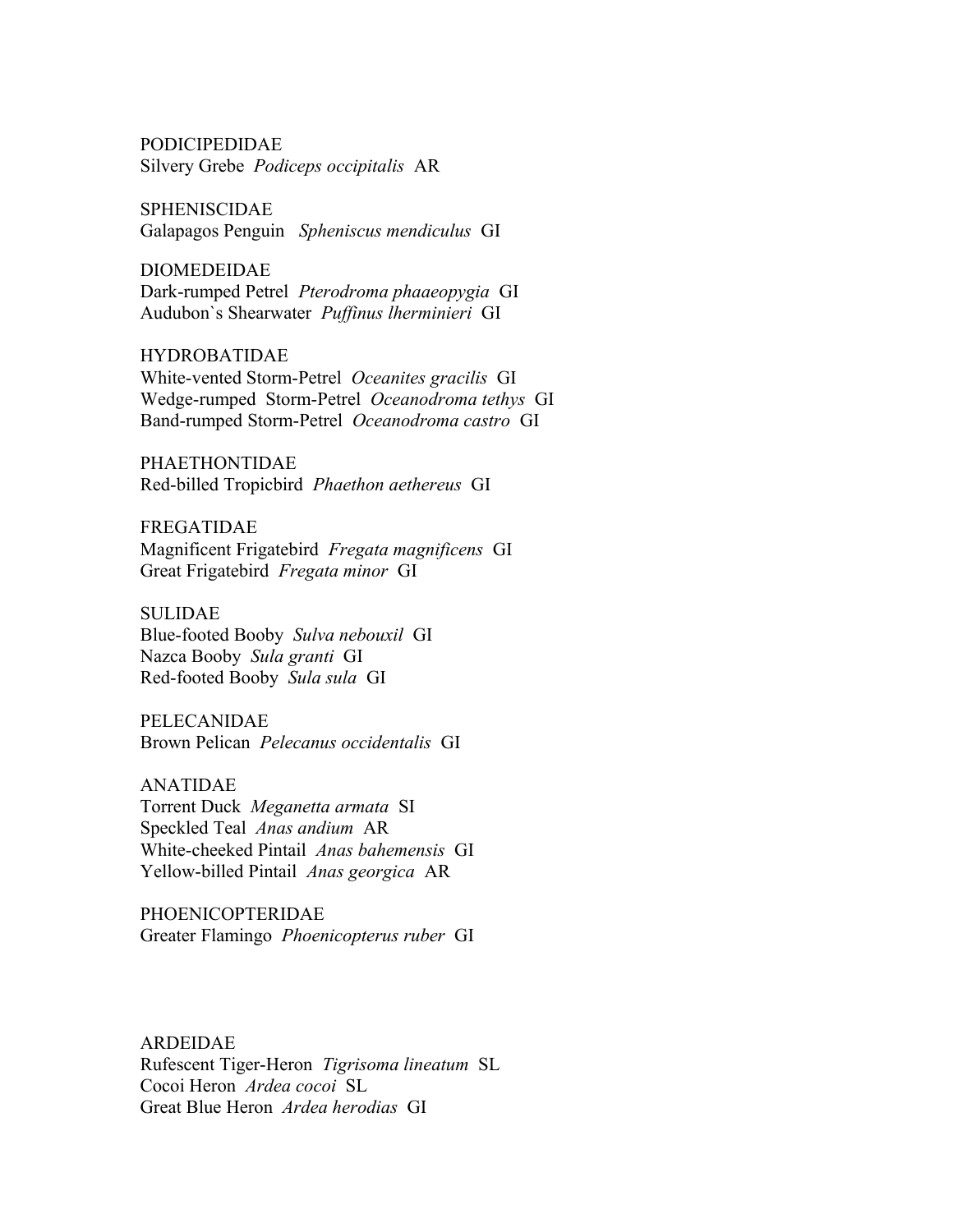PODICIPEDIDAE
Silvery Grebe *Podiceps occipitalis* AR

SPHENISCIDAE
Galapagos Penguin *Spheniscus mendiculus* GI

DIOMEDEIDAE
Dark-rumped Petrel *Pterodroma phaaeopygia* GI
Audubon`s Shearwater *Puffinus lherminieri* GI

HYDROBATIDAE
White-vented Storm-Petrel *Oceanites gracilis* GI
Wedge-rumped Storm-Petrel *Oceanodroma tethys* GI
Band-rumped Storm-Petrel *Oceanodroma castro* GI

PHAETHONTIDAE
Red-billed Tropicbird *Phaethon aethereus* GI

FREGATIDAE
Magnificent Frigatebird *Fregata magnificens* GI
Great Frigatebird *Fregata minor* GI

SULIDAE
Blue-footed Booby *Sulva nebouxil* GI
Nazca Booby *Sula granti* GI
Red-footed Booby *Sula sula* GI

PELECANIDAE
Brown Pelican *Pelecanus occidentalis* GI

ANATIDAE
Torrent Duck *Meganetta armata* SI
Speckled Teal *Anas andium* AR
White-cheeked Pintail *Anas bahemensis* GI
Yellow-billed Pintail *Anas georgica* AR

PHOENICOPTERIDAE
Greater Flamingo *Phoenicopterus ruber* GI

ARDEIDAE
Rufescent Tiger-Heron *Tigrisoma lineatum* SL
Cocoi Heron *Ardea cocoi* SL
Great Blue Heron *Ardea herodias* GI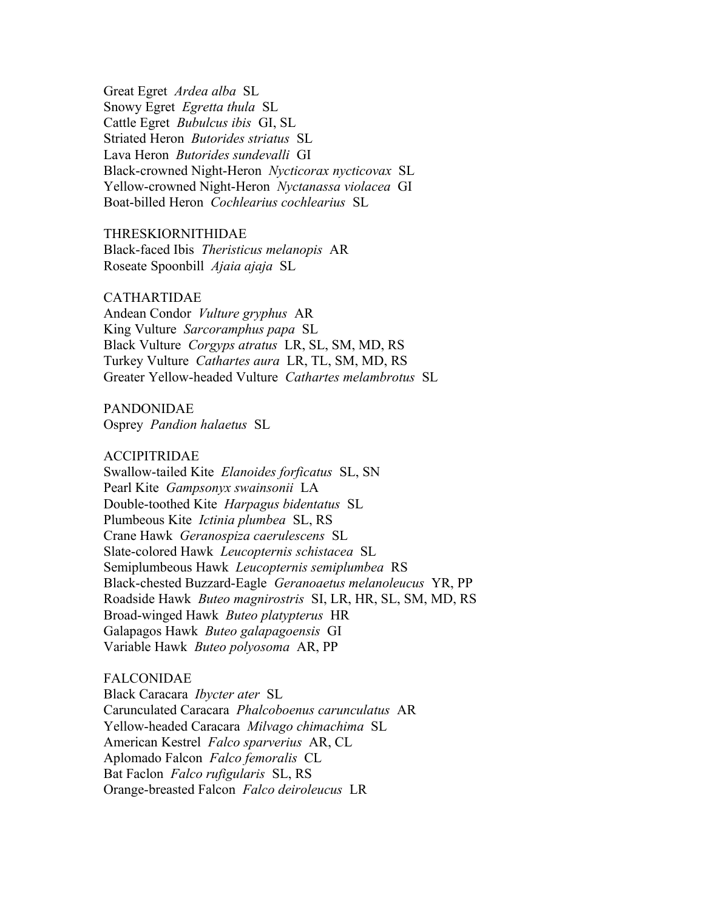Great Egret *Ardea alba* SL
Snowy Egret *Egretta thula* SL
Cattle Egret *Bubulcus ibis* GI, SL
Striated Heron *Butorides striatus* SL
Lava Heron *Butorides sundevalli* GI
Black-crowned Night-Heron *Nycticorax nycticovax* SL
Yellow-crowned Night-Heron *Nyctanassa violacea* GI
Boat-billed Heron *Cochlearius cochlearius* SL

THRESKIORNITHIDAE
Black-faced Ibis *Theristicus melanopis* AR
Roseate Spoonbill *Ajaia ajaja* SL

CATHARTIDAE
Andean Condor *Vulture gryphus* AR
King Vulture *Sarcoramphus papa* SL
Black Vulture *Corgyps atratus* LR, SL, SM, MD, RS
Turkey Vulture *Cathartes aura* LR, TL, SM, MD, RS
Greater Yellow-headed Vulture *Cathartes melambrotus* SL

PANDONIDAE
Osprey *Pandion halaetus* SL

ACCIPITRIDAE
Swallow-tailed Kite *Elanoides forficatus* SL, SN
Pearl Kite *Gampsonyx swainsonii* LA
Double-toothed Kite *Harpagus bidentatus* SL
Plumbeous Kite *Ictinia plumbea* SL, RS
Crane Hawk *Geranospiza caerulescens* SL
Slate-colored Hawk *Leucopternis schistacea* SL
Semiplumbeous Hawk *Leucopternis semiplumbea* RS
Black-chested Buzzard-Eagle *Geranoaetus melanoleucus* YR, PP
Roadside Hawk *Buteo magnirostris* SI, LR, HR, SL, SM, MD, RS
Broad-winged Hawk *Buteo platypterus* HR
Galapagos Hawk *Buteo galapagoensis* GI
Variable Hawk *Buteo polyosoma* AR, PP

FALCONIDAE
Black Caracara *Ibycter ater* SL
Carunculated Caracara *Phalcoboenus carunculatus* AR
Yellow-headed Caracara *Milvago chimachima* SL
American Kestrel *Falco sparverius* AR, CL
Aplomado Falcon *Falco femoralis* CL
Bat Faclon *Falco rufigularis* SL, RS
Orange-breasted Falcon *Falco deiroleucus* LR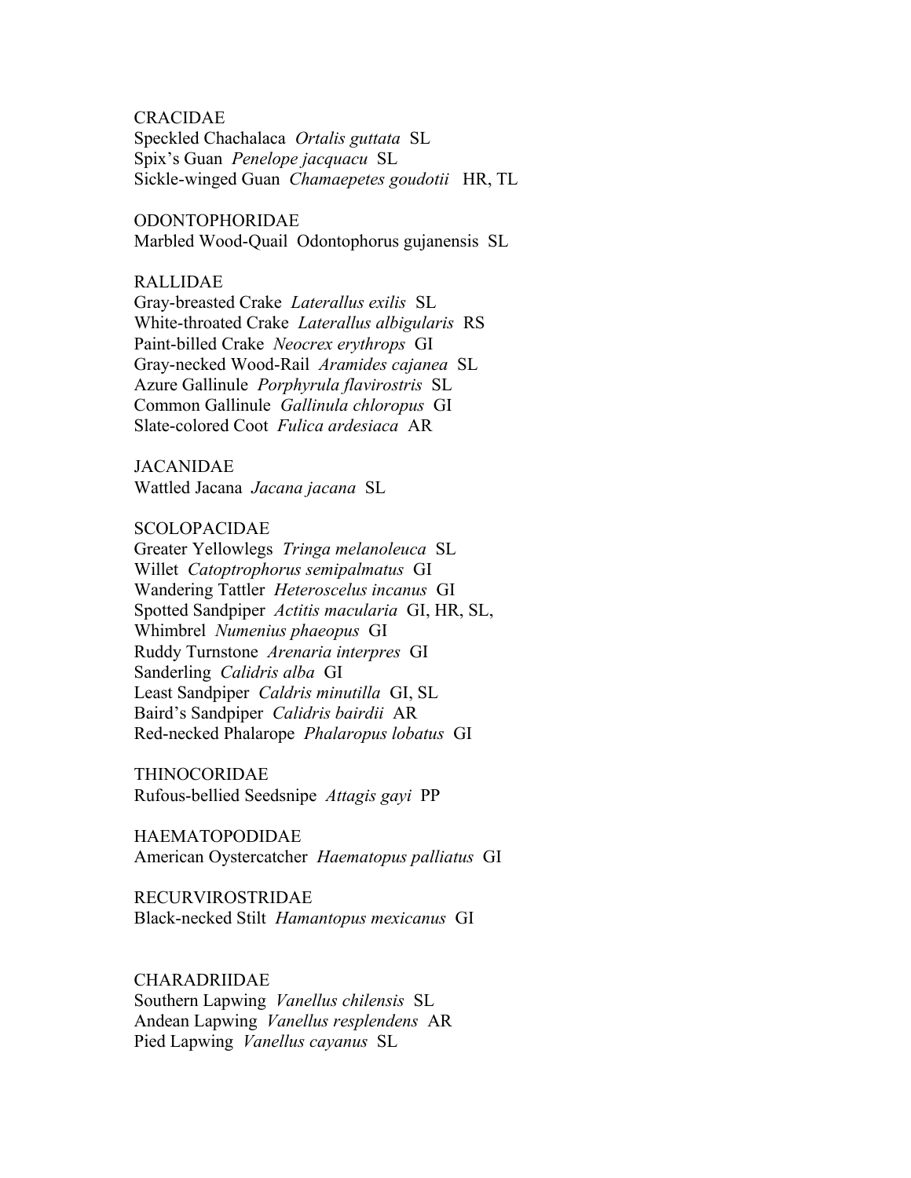CRACIDAE
Speckled Chachalaca *Ortalis guttata* SL
Spix's Guan *Penelope jacquacu* SL
Sickle-winged Guan *Chamaepetes goudotii* HR, TL

ODONTOPHORIDAE
Marbled Wood-Quail Odontophorus gujanensis SL

RALLIDAE
Gray-breasted Crake *Laterallus exilis* SL
White-throated Crake *Laterallus albigularis* RS
Paint-billed Crake *Neocrex erythrops* GI
Gray-necked Wood-Rail *Aramides cajanea* SL
Azure Gallinule *Porphyrula flavirostris* SL
Common Gallinule *Gallinula chloropus* GI
Slate-colored Coot *Fulica ardesiaca* AR

JACANIDAE
Wattled Jacana *Jacana jacana* SL

SCOLOPACIDAE
Greater Yellowlegs *Tringa melanoleuca* SL
Willet *Catoptrophorus semipalmatus* GI
Wandering Tattler *Heteroscelus incanus* GI
Spotted Sandpiper *Actitis macularia* GI, HR, SL,
Whimbrel *Numenius phaeopus* GI
Ruddy Turnstone *Arenaria interpres* GI
Sanderling *Calidris alba* GI
Least Sandpiper *Caldris minutilla* GI, SL
Baird's Sandpiper *Calidris bairdii* AR
Red-necked Phalarope *Phalaropus lobatus* GI

THINOCORIDAE
Rufous-bellied Seedsnipe *Attagis gayi* PP

HAEMATOPODIDAE
American Oystercatcher *Haematopus palliatus* GI

RECURVIROSTRIDAE
Black-necked Stilt *Hamantopus mexicanus* GI

CHARADRIIDAE
Southern Lapwing *Vanellus chilensis* SL
Andean Lapwing *Vanellus resplendens* AR
Pied Lapwing *Vanellus cayanus* SL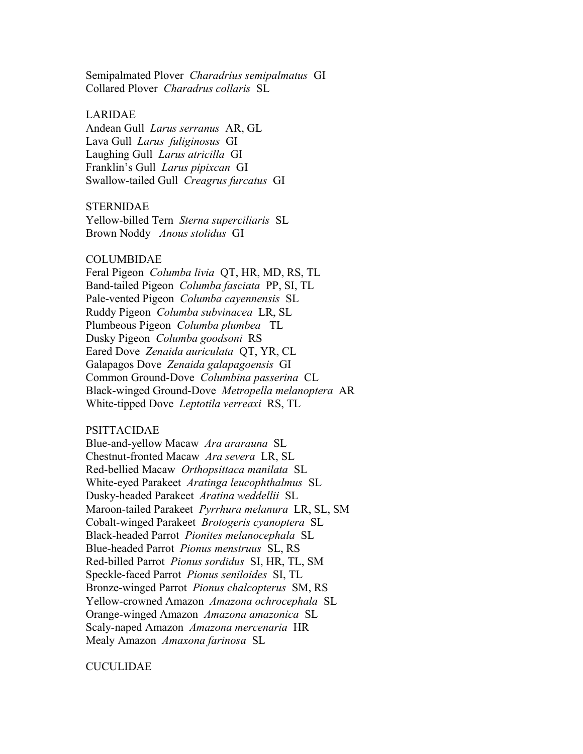Semipalmated Plover *Charadrius semipalmatus* GI
Collared Plover *Charadrus collaris* SL

LARIDAE
Andean Gull *Larus serranus* AR, GL
Lava Gull *Larus fuliginosus* GI
Laughing Gull *Larus atricilla* GI
Franklin's Gull *Larus pipixcan* GI
Swallow-tailed Gull *Creagrus furcatus* GI

STERNIDAE
Yellow-billed Tern *Sterna superciliaris* SL
Brown Noddy *Anous stolidus* GI

COLUMBIDAE
Feral Pigeon *Columba livia* QT, HR, MD, RS, TL
Band-tailed Pigeon *Columba fasciata* PP, SI, TL
Pale-vented Pigeon *Columba cayennensis* SL
Ruddy Pigeon *Columba subvinacea* LR, SL
Plumbeous Pigeon *Columba plumbea* TL
Dusky Pigeon *Columba goodsoni* RS
Eared Dove *Zenaida auriculata* QT, YR, CL
Galapagos Dove *Zenaida galapagoensis* GI
Common Ground-Dove *Columbina passerina* CL
Black-winged Ground-Dove *Metropella melanoptera* AR
White-tipped Dove *Leptotila verreaxi* RS, TL

PSITTACIDAE
Blue-and-yellow Macaw *Ara ararauna* SL
Chestnut-fronted Macaw *Ara severa* LR, SL
Red-bellied Macaw *Orthopsittaca manilata* SL
White-eyed Parakeet *Aratinga leucophthalmus* SL
Dusky-headed Parakeet *Aratina weddellii* SL
Maroon-tailed Parakeet *Pyrrhura melanura* LR, SL, SM
Cobalt-winged Parakeet *Brotogeris cyanoptera* SL
Black-headed Parrot *Pionites melanocephala* SL
Blue-headed Parrot *Pionus menstruus* SL, RS
Red-billed Parrot *Pionus sordidus* SI, HR, TL, SM
Speckle-faced Parrot *Pionus seniloides* SI, TL
Bronze-winged Parrot *Pionus chalcopterus* SM, RS
Yellow-crowned Amazon *Amazona ochrocephala* SL
Orange-winged Amazon *Amazona amazonica* SL
Scaly-naped Amazon *Amazona mercenaria* HR
Mealy Amazon *Amaxona farinosa* SL

CUCULIDAE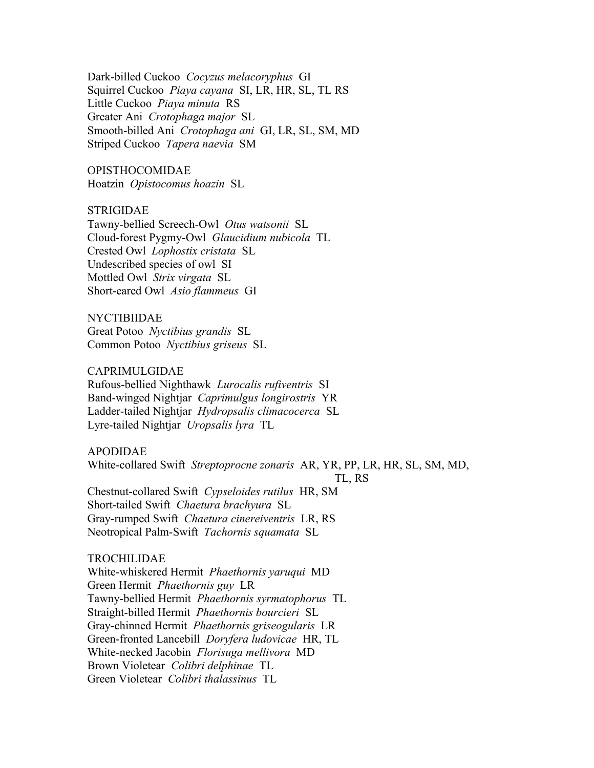Dark-billed Cuckoo *Cocyzus melacoryphus* GI
Squirrel Cuckoo *Piaya cayana* SI, LR, HR, SL, TL RS
Little Cuckoo *Piaya minuta* RS
Greater Ani *Crotophaga major* SL
Smooth-billed Ani *Crotophaga ani* GI, LR, SL, SM, MD
Striped Cuckoo *Tapera naevia* SM

OPISTHOCOMIDAE
Hoatzin *Opistocomus hoazin* SL

STRIGIDAE
Tawny-bellied Screech-Owl *Otus watsonii* SL
Cloud-forest Pygmy-Owl *Glaucidium nubicola* TL
Crested Owl *Lophostix cristata* SL
Undescribed species of owl SI
Mottled Owl *Strix virgata* SL
Short-eared Owl *Asio flammeus* GI

NYCTIBIIDAE
Great Potoo *Nyctibius grandis* SL
Common Potoo *Nyctibius griseus* SL

CAPRIMULGIDAE
Rufous-bellied Nighthawk *Lurocalis rufiventris* SI
Band-winged Nightjar *Caprimulgus longirostris* YR
Ladder-tailed Nightjar *Hydropsalis climacocerca* SL
Lyre-tailed Nightjar *Uropsalis lyra* TL

APODIDAE
White-collared Swift *Streptoprocne zonaris* AR, YR, PP, LR, HR, SL, SM, MD, TL, RS
Chestnut-collared Swift *Cypseloides rutilus* HR, SM
Short-tailed Swift *Chaetura brachyura* SL
Gray-rumped Swift *Chaetura cinereiventris* LR, RS
Neotropical Palm-Swift *Tachornis squamata* SL

TROCHILIDAE
White-whiskered Hermit *Phaethornis yaruqui* MD
Green Hermit *Phaethornis guy* LR
Tawny-bellied Hermit *Phaethornis syrmatophorus* TL
Straight-billed Hermit *Phaethornis bourcieri* SL
Gray-chinned Hermit *Phaethornis griseogularis* LR
Green-fronted Lancebill *Doryfera ludovicae* HR, TL
White-necked Jacobin *Florisuga mellivora* MD
Brown Violetear *Colibri delphinae* TL
Green Violetear *Colibri thalassinus* TL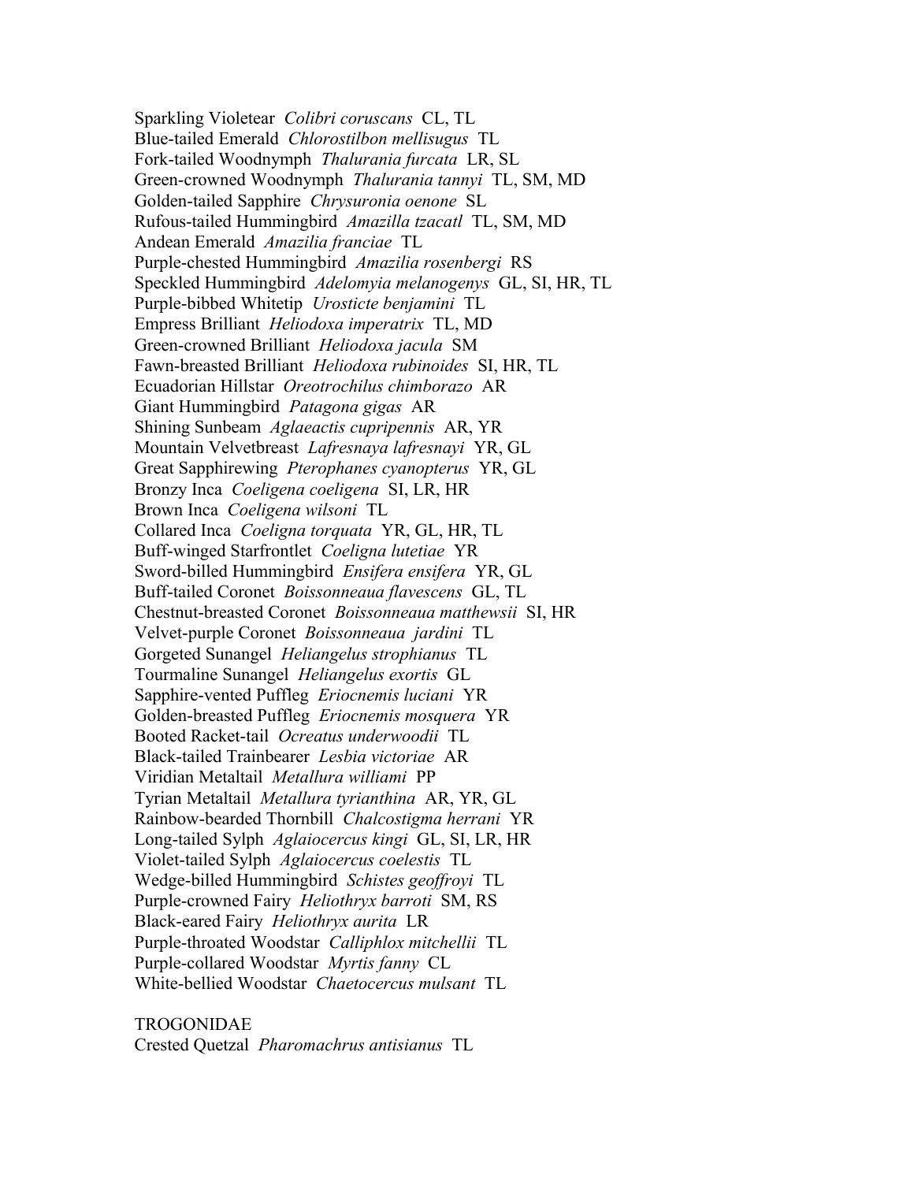Sparkling Violetear *Colibri coruscans* CL, TL
Blue-tailed Emerald *Chlorostilbon mellisugus* TL
Fork-tailed Woodnymph *Thalurania furcata* LR, SL
Green-crowned Woodnymph *Thalurania tannyi* TL, SM, MD
Golden-tailed Sapphire *Chrysuronia oenone* SL
Rufous-tailed Hummingbird *Amazilla tzacatl* TL, SM, MD
Andean Emerald *Amazilia franciae* TL
Purple-chested Hummingbird *Amazilia rosenbergi* RS
Speckled Hummingbird *Adelomyia melanogenys* GL, SI, HR, TL
Purple-bibbed Whitetip *Urosticte benjamini* TL
Empress Brilliant *Heliodoxa imperatrix* TL, MD
Green-crowned Brilliant *Heliodoxa jacula* SM
Fawn-breasted Brilliant *Heliodoxa rubinoides* SI, HR, TL
Ecuadorian Hillstar *Oreotrochilus chimborazo* AR
Giant Hummingbird *Patagona gigas* AR
Shining Sunbeam *Aglaeactis cupripennis* AR, YR
Mountain Velvetbreast *Lafresnaya lafresnayi* YR, GL
Great Sapphirewing *Pterophanes cyanopterus* YR, GL
Bronzy Inca *Coeligena coeligena* SI, LR, HR
Brown Inca *Coeligena wilsoni* TL
Collared Inca *Coeligna torquata* YR, GL, HR, TL
Buff-winged Starfrontlet *Coeligna lutetiae* YR
Sword-billed Hummingbird *Ensifera ensifera* YR, GL
Buff-tailed Coronet *Boissonneaua flavescens* GL, TL
Chestnut-breasted Coronet *Boissonneaua matthewsii* SI, HR
Velvet-purple Coronet *Boissonneaua jardini* TL
Gorgeted Sunangel *Heliangelus strophianus* TL
Tourmaline Sunangel *Heliangelus exortis* GL
Sapphire-vented Puffleg *Eriocnemis luciani* YR
Golden-breasted Puffleg *Eriocnemis mosquera* YR
Booted Racket-tail *Ocreatus underwoodii* TL
Black-tailed Trainbearer *Lesbia victoriae* AR
Viridian Metaltail *Metallura williami* PP
Tyrian Metaltail *Metallura tyrianthina* AR, YR, GL
Rainbow-bearded Thornbill *Chalcostigma herrani* YR
Long-tailed Sylph *Aglaiocercus kingi* GL, SI, LR, HR
Violet-tailed Sylph *Aglaiocercus coelestis* TL
Wedge-billed Hummingbird *Schistes geoffroyi* TL
Purple-crowned Fairy *Heliothryx barroti* SM, RS
Black-eared Fairy *Heliothryx aurita* LR
Purple-throated Woodstar *Calliphlox mitchellii* TL
Purple-collared Woodstar *Myrtis fanny* CL
White-bellied Woodstar *Chaetocercus mulsant* TL

TROGONIDAE
Crested Quetzal *Pharomachrus antisianus* TL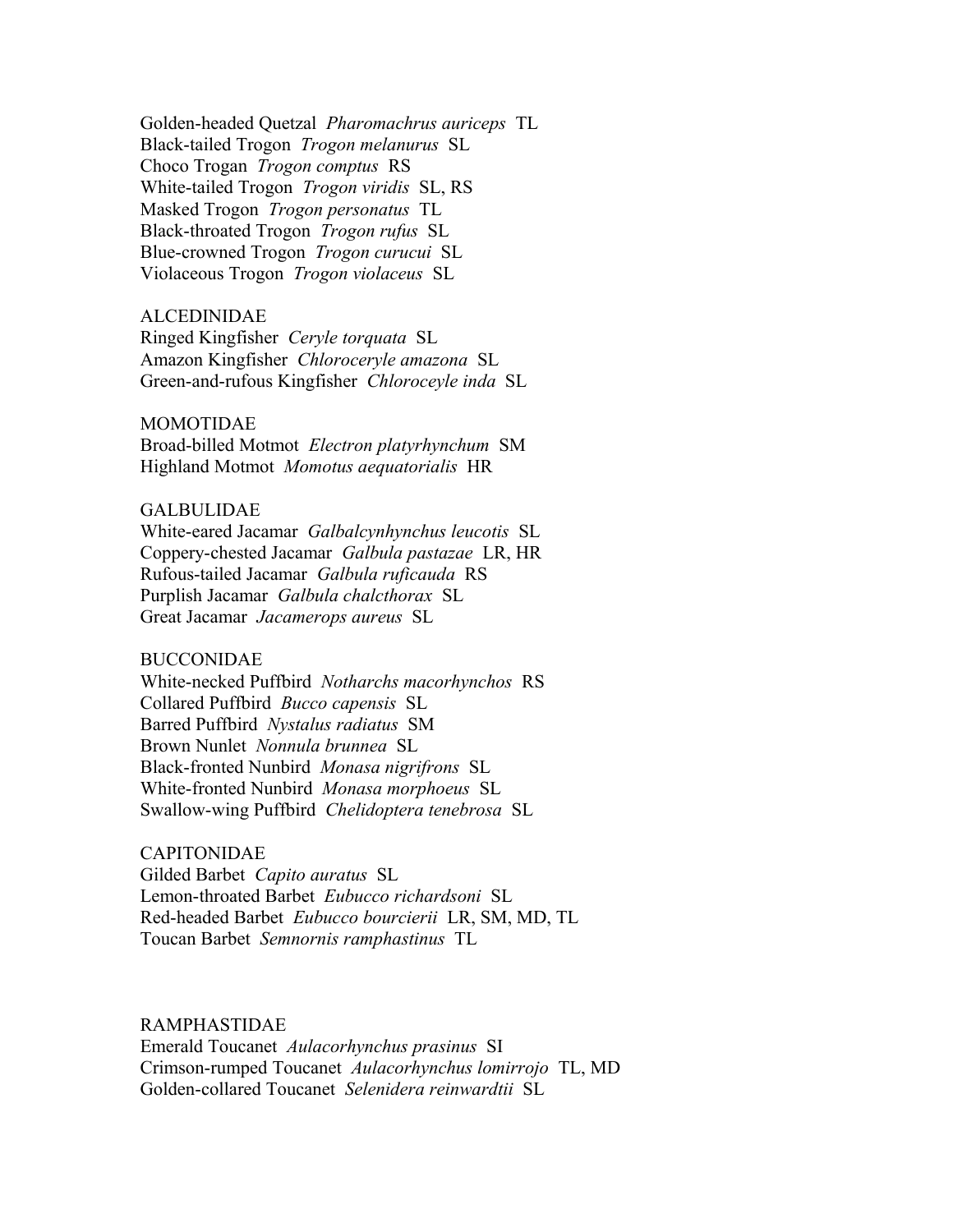Golden-headed Quetzal *Pharomachrus auriceps* TL
Black-tailed Trogon *Trogon melanurus* SL
Choco Trogan *Trogon comptus* RS
White-tailed Trogon *Trogon viridis* SL, RS
Masked Trogon *Trogon personatus* TL
Black-throated Trogon *Trogon rufus* SL
Blue-crowned Trogon *Trogon curucui* SL
Violaceous Trogon *Trogon violaceus* SL

ALCEDINIDAE
Ringed Kingfisher *Ceryle torquata* SL
Amazon Kingfisher *Chloroceryle amazona* SL
Green-and-rufous Kingfisher *Chloroceyle inda* SL

MOMOTIDAE
Broad-billed Motmot *Electron platyrhynchum* SM
Highland Motmot *Momotus aequatorialis* HR

GALBULIDAE
White-eared Jacamar *Galbalcynhynchus leucotis* SL
Coppery-chested Jacamar *Galbula pastazae* LR, HR
Rufous-tailed Jacamar *Galbula ruficauda* RS
Purplish Jacamar *Galbula chalcthorax* SL
Great Jacamar *Jacamerops aureus* SL

BUCCONIDAE
White-necked Puffbird *Notharchs macorhynchos* RS
Collared Puffbird *Bucco capensis* SL
Barred Puffbird *Nystalus radiatus* SM
Brown Nunlet *Nonnula brunnea* SL
Black-fronted Nunbird *Monasa nigrifrons* SL
White-fronted Nunbird *Monasa morphoeus* SL
Swallow-wing Puffbird *Chelidoptera tenebrosa* SL

CAPITONIDAE
Gilded Barbet *Capito auratus* SL
Lemon-throated Barbet *Eubucco richardsoni* SL
Red-headed Barbet *Eubucco bourcierii* LR, SM, MD, TL
Toucan Barbet *Semnornis ramphastinus* TL

RAMPHASTIDAE
Emerald Toucanet *Aulacorhynchus prasinus* SI
Crimson-rumped Toucanet *Aulacorhynchus lomirrojo* TL, MD
Golden-collared Toucanet *Selenidera reinwardtii* SL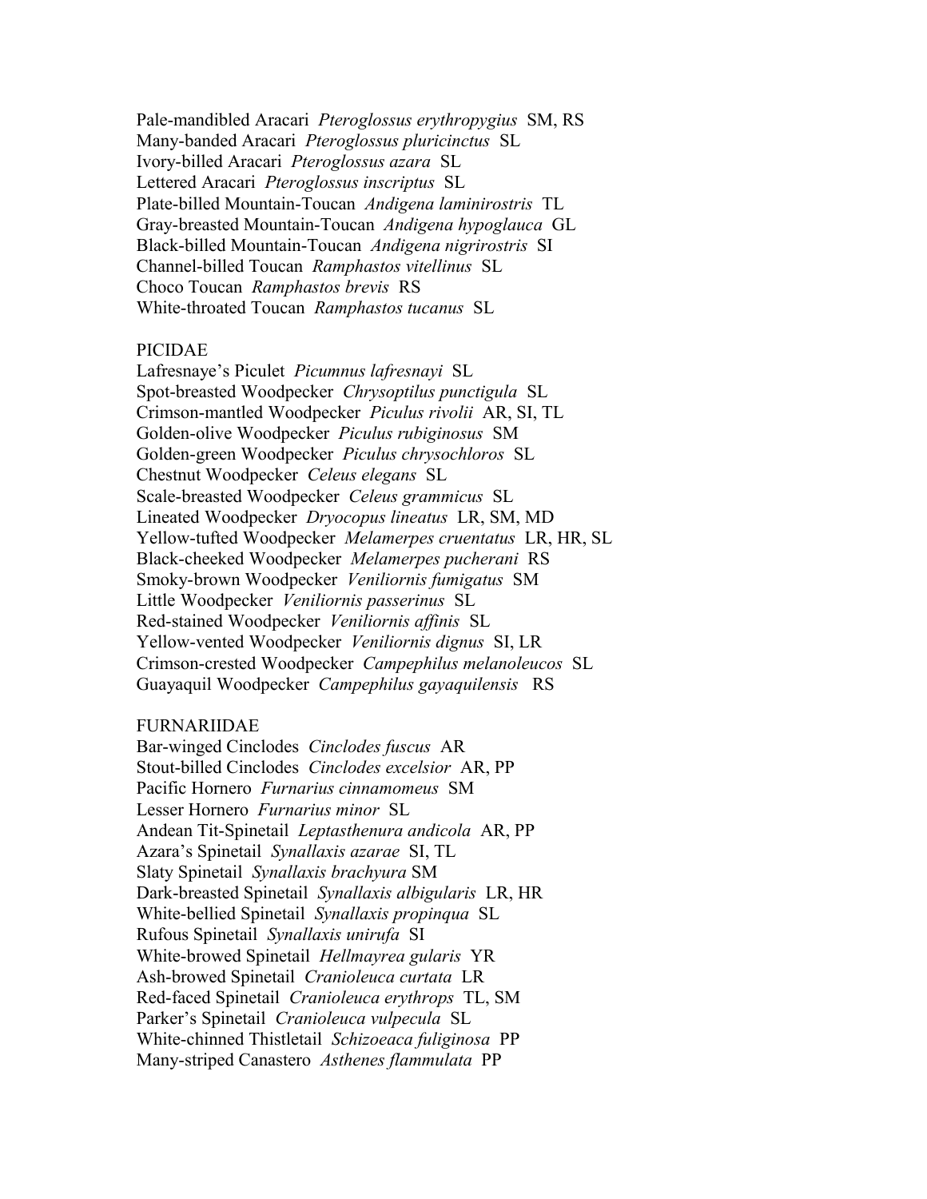Pale-mandibled Aracari *Pteroglossus erythropygius* SM, RS
Many-banded Aracari *Pteroglossus pluricinctus* SL
Ivory-billed Aracari *Pteroglossus azara* SL
Lettered Aracari *Pteroglossus inscriptus* SL
Plate-billed Mountain-Toucan *Andigena laminirostris* TL
Gray-breasted Mountain-Toucan *Andigena hypoglauca* GL
Black-billed Mountain-Toucan *Andigena nigrirostris* SI
Channel-billed Toucan *Ramphastos vitellinus* SL
Choco Toucan *Ramphastos brevis* RS
White-throated Toucan *Ramphastos tucanus* SL

PICIDAE

Lafresnaye's Piculet *Picumnus lafresnayi* SL
Spot-breasted Woodpecker *Chrysoptilus punctigula* SL
Crimson-mantled Woodpecker *Piculus rivolii* AR, SI, TL
Golden-olive Woodpecker *Piculus rubiginosus* SM
Golden-green Woodpecker *Piculus chrysochloros* SL
Chestnut Woodpecker *Celeus elegans* SL
Scale-breasted Woodpecker *Celeus grammicus* SL
Lineated Woodpecker *Dryocopus lineatus* LR, SM, MD
Yellow-tufted Woodpecker *Melamerpes cruentatus* LR, HR, SL
Black-cheeked Woodpecker *Melamerpes pucherani* RS
Smoky-brown Woodpecker *Veniliornis fumigatus* SM
Little Woodpecker *Veniliornis passerinus* SL
Red-stained Woodpecker *Veniliornis affinis* SL
Yellow-vented Woodpecker *Veniliornis dignus* SI, LR
Crimson-crested Woodpecker *Campephilus melanoleucos* SL
Guayaquil Woodpecker *Campephilus gayaquilensis* RS

FURNARIIDAE

Bar-winged Cinclodes *Cinclodes fuscus* AR
Stout-billed Cinclodes *Cinclodes excelsior* AR, PP
Pacific Hornero *Furnarius cinnamomeus* SM
Lesser Hornero *Furnarius minor* SL
Andean Tit-Spinetail *Leptasthenura andicola* AR, PP
Azara's Spinetail *Synallaxis azarae* SI, TL
Slaty Spinetail *Synallaxis brachyura* SM
Dark-breasted Spinetail *Synallaxis albigularis* LR, HR
White-bellied Spinetail *Synallaxis propinqua* SL
Rufous Spinetail *Synallaxis unirufa* SI
White-browed Spinetail *Hellmayrea gularis* YR
Ash-browed Spinetail *Cranioleuca curtata* LR
Red-faced Spinetail *Cranioleuca erythrops* TL, SM
Parker's Spinetail *Cranioleuca vulpecula* SL
White-chinned Thistletail *Schizoeaca fuliginosa* PP
Many-striped Canastero *Asthenes flammulata* PP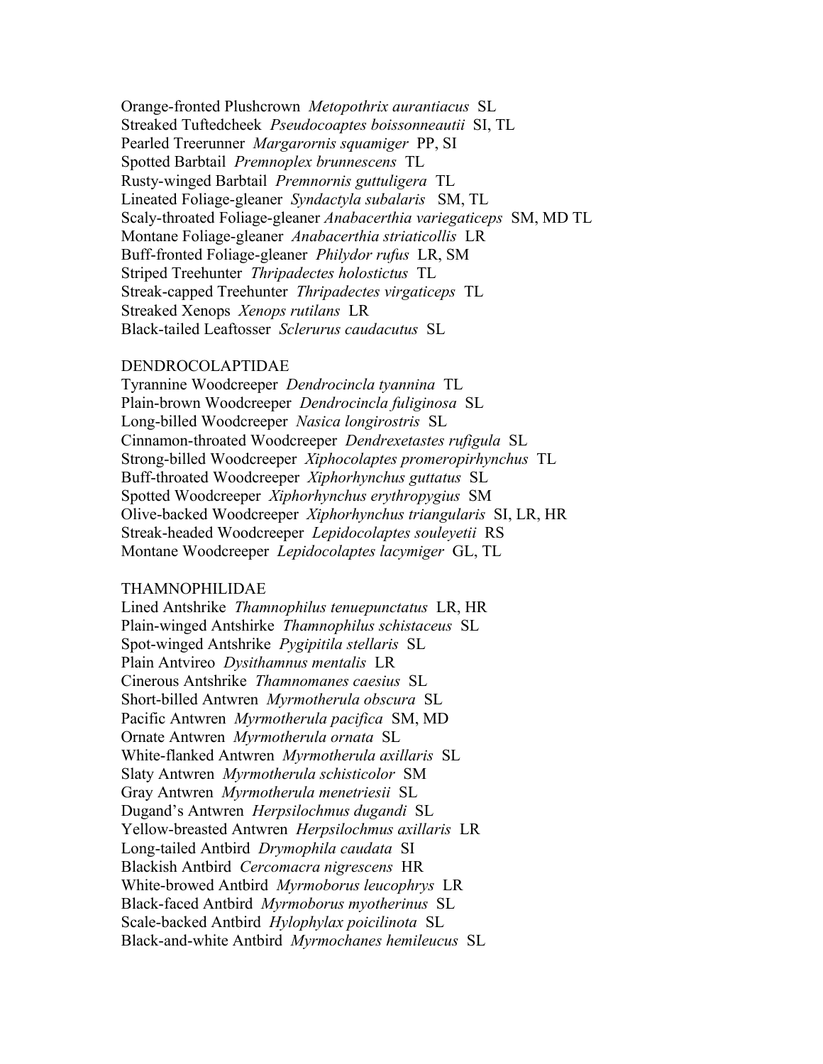Orange-fronted Plushcrown *Metopothrix aurantiacus* SL
Streaked Tuftedcheek *Pseudocoaptes boissonneautii* SI, TL
Pearled Treerunner *Margarornis squamiger* PP, SI
Spotted Barbtail *Premnoplex brunnescens* TL
Rusty-winged Barbtail *Premnornis guttuligera* TL
Lineated Foliage-gleaner *Syndactyla subalaris* SM, TL
Scaly-throated Foliage-gleaner *Anabacerthia variegaticeps* SM, MD TL
Montane Foliage-gleaner *Anabacerthia striaticollis* LR
Buff-fronted Foliage-gleaner *Philydor rufus* LR, SM
Striped Treehunter *Thripadectes holostictus* TL
Streak-capped Treehunter *Thripadectes virgaticeps* TL
Streaked Xenops *Xenops rutilans* LR
Black-tailed Leaftosser *Sclerurus caudacutus* SL

DENDROCOLAPTIDAE
Tyrannine Woodcreeper *Dendrocincla tyannina* TL
Plain-brown Woodcreeper *Dendrocincla fuliginosa* SL
Long-billed Woodcreeper *Nasica longirostris* SL
Cinnamon-throated Woodcreeper *Dendrexetastes rufigula* SL
Strong-billed Woodcreeper *Xiphocolaptes promeropirhynchus* TL
Buff-throated Woodcreeper *Xiphorhynchus guttatus* SL
Spotted Woodcreeper *Xiphorhynchus erythropygius* SM
Olive-backed Woodcreeper *Xiphorhynchus triangularis* SI, LR, HR
Streak-headed Woodcreeper *Lepidocolaptes souleyetii* RS
Montane Woodcreeper *Lepidocolaptes lacymiger* GL, TL

THAMNOPHILIDAE
Lined Antshrike *Thamnophilus tenuepunctatus* LR, HR
Plain-winged Antshirke *Thamnophilus schistaceus* SL
Spot-winged Antshrike *Pygipitila stellaris* SL
Plain Antvireo *Dysithamnus mentalis* LR
Cinerous Antshrike *Thamnomanes caesius* SL
Short-billed Antwren *Myrmotherula obscura* SL
Pacific Antwren *Myrmotherula pacifica* SM, MD
Ornate Antwren *Myrmotherula ornata* SL
White-flanked Antwren *Myrmotherula axillaris* SL
Slaty Antwren *Myrmotherula schisticolor* SM
Gray Antwren *Myrmotherula menetriesii* SL
Dugand's Antwren *Herpsilochmus dugandi* SL
Yellow-breasted Antwren *Herpsilochmus axillaris* LR
Long-tailed Antbird *Drymophila caudata* SI
Blackish Antbird *Cercomacra nigrescens* HR
White-browed Antbird *Myrmoborus leucophrys* LR
Black-faced Antbird *Myrmoborus myotherinus* SL
Scale-backed Antbird *Hylophylax poicilinota* SL
Black-and-white Antbird *Myrmochanes hemileucus* SL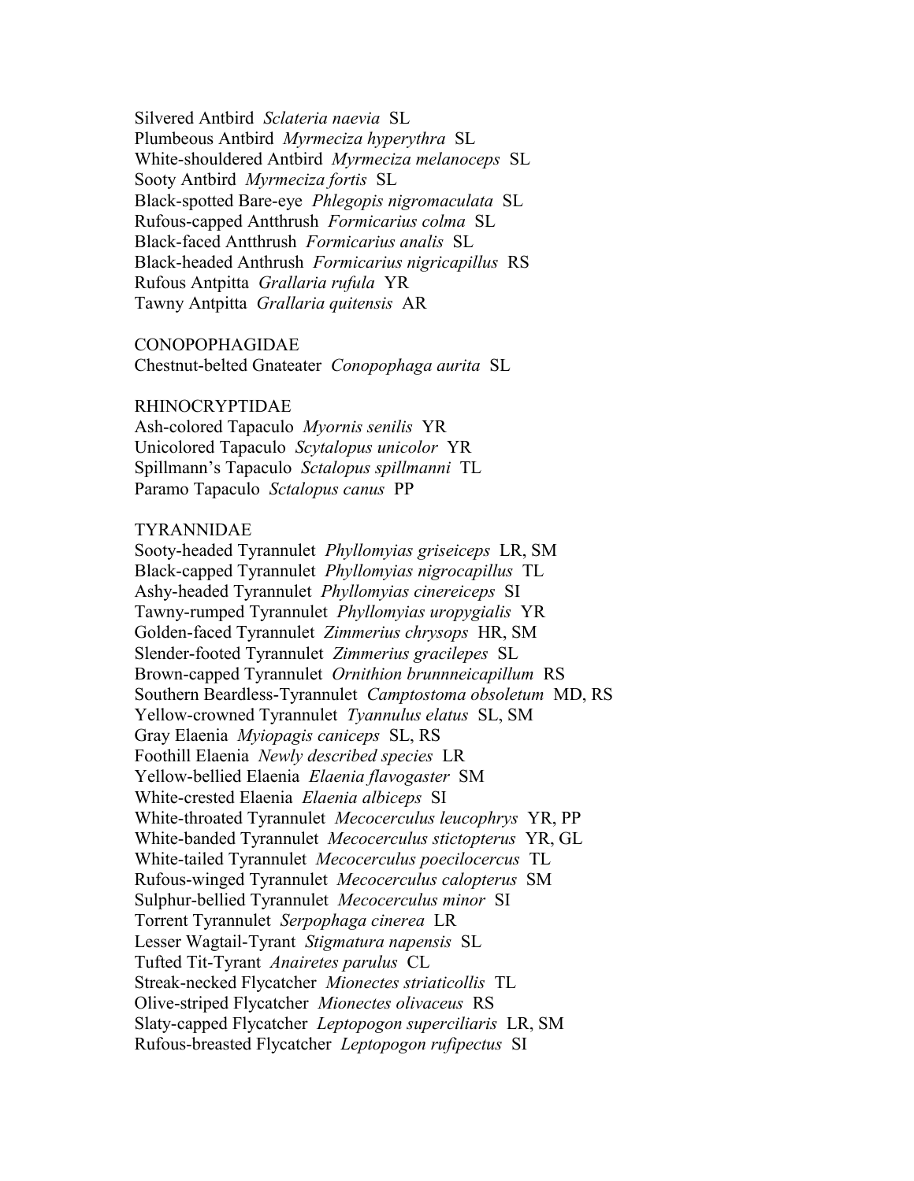Silvered Antbird *Sclateria naevia* SL
Plumbeous Antbird *Myrmeciza hyperythra* SL
White-shouldered Antbird *Myrmeciza melanoceps* SL
Sooty Antbird *Myrmeciza fortis* SL
Black-spotted Bare-eye *Phlegopis nigromaculata* SL
Rufous-capped Antthrush *Formicarius colma* SL
Black-faced Antthrush *Formicarius analis* SL
Black-headed Anthrush *Formicarius nigricapillus* RS
Rufous Antpitta *Grallaria rufula* YR
Tawny Antpitta *Grallaria quitensis* AR

CONOPOPHAGIDAE
Chestnut-belted Gnateater *Conopophaga aurita* SL

RHINOCRYPTIDAE
Ash-colored Tapaculo *Myornis senilis* YR
Unicolored Tapaculo *Scytalopus unicolor* YR
Spillmann's Tapaculo *Sctalopus spillmanni* TL
Paramo Tapaculo *Sctalopus canus* PP

TYRANNIDAE
Sooty-headed Tyrannulet *Phyllomyias griseiceps* LR, SM
Black-capped Tyrannulet *Phyllomyias nigrocapillus* TL
Ashy-headed Tyrannulet *Phyllomyias cinereiceps* SI
Tawny-rumped Tyrannulet *Phyllomyias uropygialis* YR
Golden-faced Tyrannulet *Zimmerius chrysops* HR, SM
Slender-footed Tyrannulet *Zimmerius gracilepes* SL
Brown-capped Tyrannulet *Ornithion brunnneicapillum* RS
Southern Beardless-Tyrannulet *Camptostoma obsoletum* MD, RS
Yellow-crowned Tyrannulet *Tyannulus elatus* SL, SM
Gray Elaenia *Myiopagis caniceps* SL, RS
Foothill Elaenia *Newly described species* LR
Yellow-bellied Elaenia *Elaenia flavogaster* SM
White-crested Elaenia *Elaenia albiceps* SI
White-throated Tyrannulet *Mecocerculus leucophrys* YR, PP
White-banded Tyrannulet *Mecocerculus stictopterus* YR, GL
White-tailed Tyrannulet *Mecocerculus poecilocercus* TL
Rufous-winged Tyrannulet *Mecocerculus calopterus* SM
Sulphur-bellied Tyrannulet *Mecocerculus minor* SI
Torrent Tyrannulet *Serpophaga cinerea* LR
Lesser Wagtail-Tyrant *Stigmatura napensis* SL
Tufted Tit-Tyrant *Anairetes parulus* CL
Streak-necked Flycatcher *Mionectes striaticollis* TL
Olive-striped Flycatcher *Mionectes olivaceus* RS
Slaty-capped Flycatcher *Leptopogon superciliaris* LR, SM
Rufous-breasted Flycatcher *Leptopogon rufipectus* SI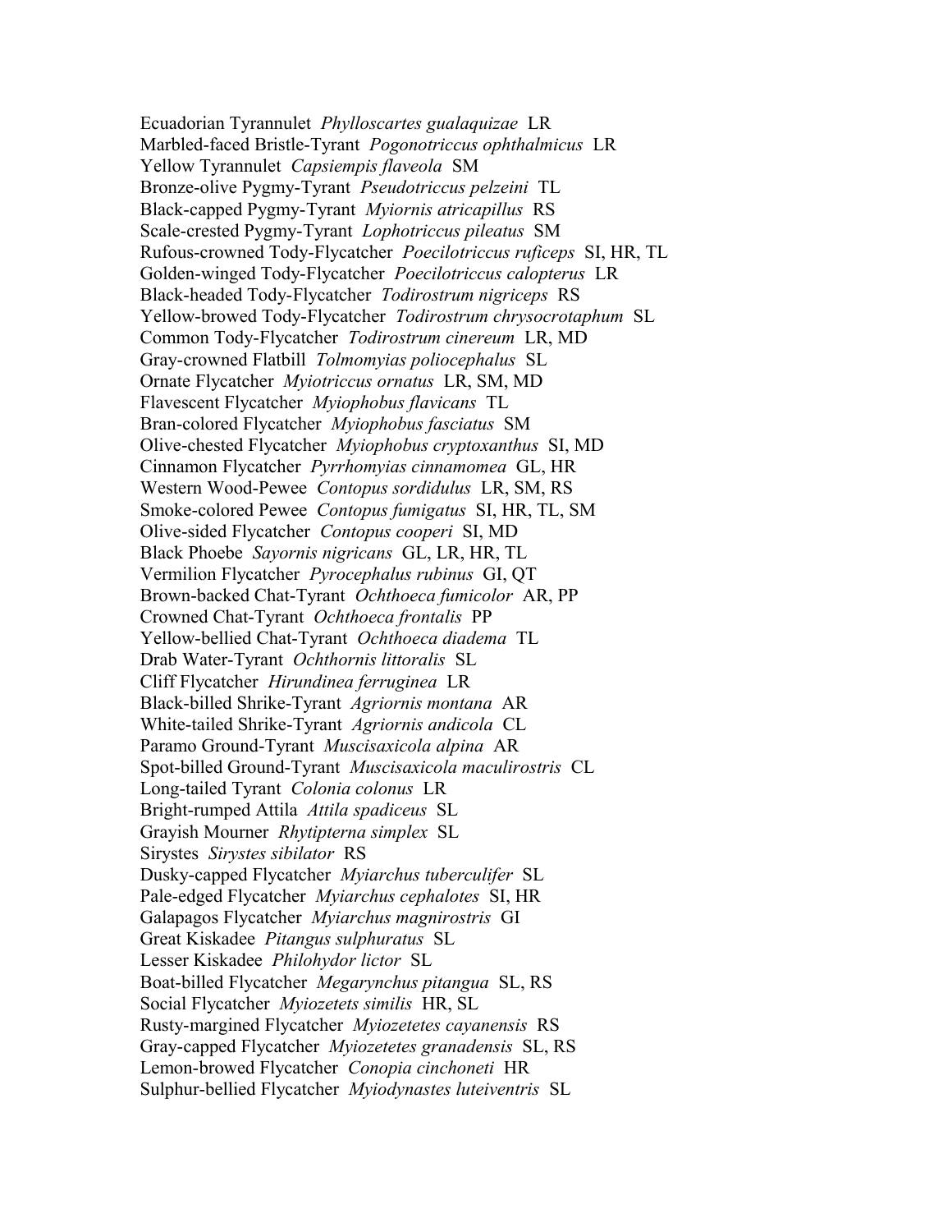Ecuadorian Tyrannulet *Phylloscartes gualaquizae* LR
Marbled-faced Bristle-Tyrant *Pogonotriccus ophthalmicus* LR
Yellow Tyrannulet *Capsiempis flaveola* SM
Bronze-olive Pygmy-Tyrant *Pseudotriccus pelzeini* TL
Black-capped Pygmy-Tyrant *Myiornis atricapillus* RS
Scale-crested Pygmy-Tyrant *Lophotriccus pileatus* SM
Rufous-crowned Tody-Flycatcher *Poecilotriccus ruficeps* SI, HR, TL
Golden-winged Tody-Flycatcher *Poecilotriccus calopterus* LR
Black-headed Tody-Flycatcher *Todirostrum nigriceps* RS
Yellow-browed Tody-Flycatcher *Todirostrum chrysocrotaphum* SL
Common Tody-Flycatcher *Todirostrum cinereum* LR, MD
Gray-crowned Flatbill *Tolmomyias poliocephalus* SL
Ornate Flycatcher *Myiotriccus ornatus* LR, SM, MD
Flavescent Flycatcher *Myiophobus flavicans* TL
Bran-colored Flycatcher *Myiophobus fasciatus* SM
Olive-chested Flycatcher *Myiophobus cryptoxanthus* SI, MD
Cinnamon Flycatcher *Pyrrhomyias cinnamomea* GL, HR
Western Wood-Pewee *Contopus sordidulus* LR, SM, RS
Smoke-colored Pewee *Contopus fumigatus* SI, HR, TL, SM
Olive-sided Flycatcher *Contopus cooperi* SI, MD
Black Phoebe *Sayornis nigricans* GL, LR, HR, TL
Vermilion Flycatcher *Pyrocephalus rubinus* GI, QT
Brown-backed Chat-Tyrant *Ochthoeca fumicolor* AR, PP
Crowned Chat-Tyrant *Ochthoeca frontalis* PP
Yellow-bellied Chat-Tyrant *Ochthoeca diadema* TL
Drab Water-Tyrant *Ochthornis littoralis* SL
Cliff Flycatcher *Hirundinea ferruginea* LR
Black-billed Shrike-Tyrant *Agriornis montana* AR
White-tailed Shrike-Tyrant *Agriornis andicola* CL
Paramo Ground-Tyrant *Muscisaxicola alpina* AR
Spot-billed Ground-Tyrant *Muscisaxicola maculirostris* CL
Long-tailed Tyrant *Colonia colonus* LR
Bright-rumped Attila *Attila spadiceus* SL
Grayish Mourner *Rhytipterna simplex* SL
Sirystes *Sirystes sibilator* RS
Dusky-capped Flycatcher *Myiarchus tuberculifer* SL
Pale-edged Flycatcher *Myiarchus cephalotes* SI, HR
Galapagos Flycatcher *Myiarchus magnirostris* GI
Great Kiskadee *Pitangus sulphuratus* SL
Lesser Kiskadee *Philohydor lictor* SL
Boat-billed Flycatcher *Megarynchus pitangua* SL, RS
Social Flycatcher *Myiozetets similis* HR, SL
Rusty-margined Flycatcher *Myiozetetes cayanensis* RS
Gray-capped Flycatcher *Myiozetetes granadensis* SL, RS
Lemon-browed Flycatcher *Conopia cinchoneti* HR
Sulphur-bellied Flycatcher *Myiodynastes luteiventris* SL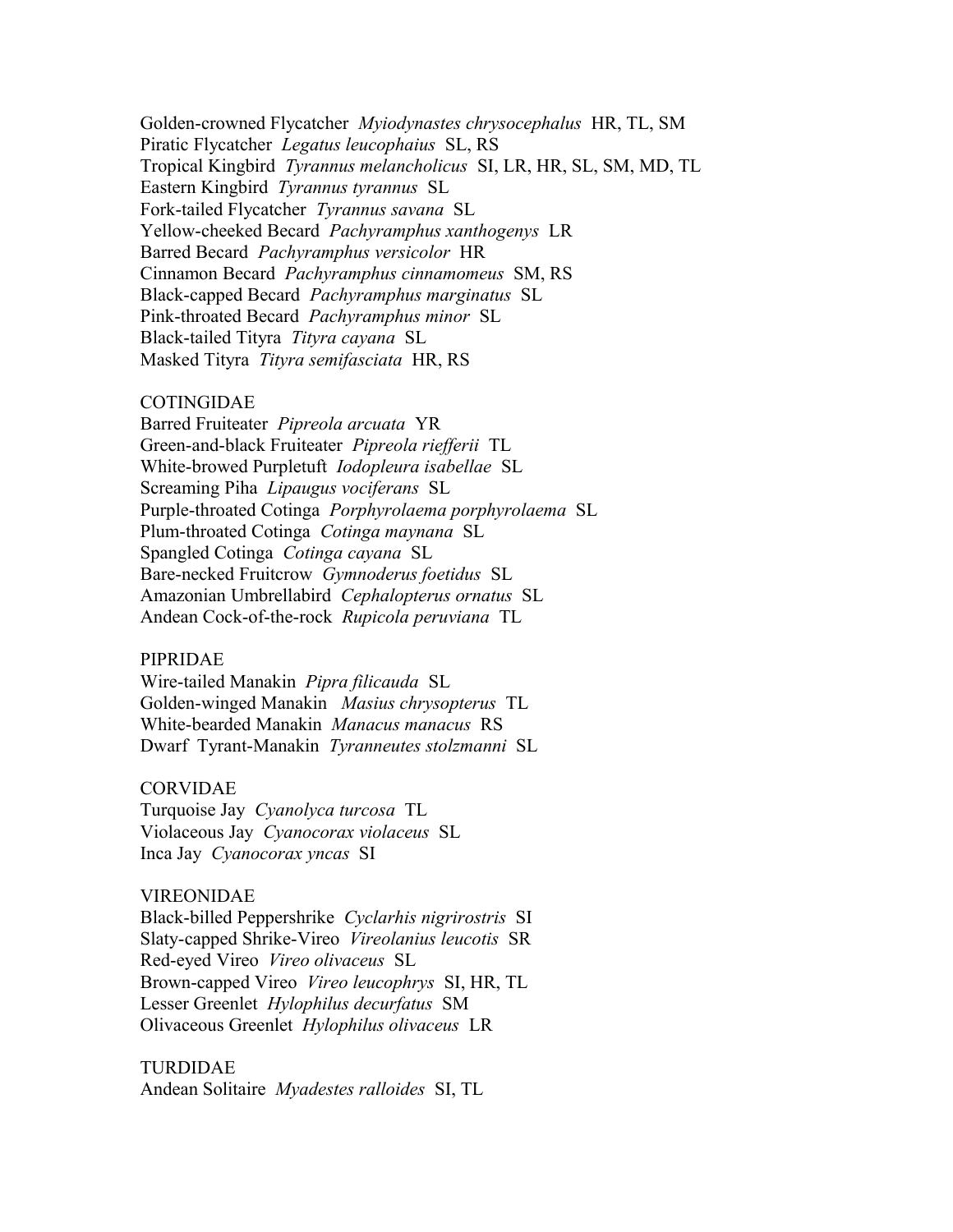Golden-crowned Flycatcher *Myiodynastes chrysocephalus* HR, TL, SM
Piratic Flycatcher *Legatus leucophaius* SL, RS
Tropical Kingbird *Tyrannus melancholicus* SI, LR, HR, SL, SM, MD, TL
Eastern Kingbird *Tyrannus tyrannus* SL
Fork-tailed Flycatcher *Tyrannus savana* SL
Yellow-cheeked Becard *Pachyramphus xanthogenys* LR
Barred Becard *Pachyramphus versicolor* HR
Cinnamon Becard *Pachyramphus cinnamomeus* SM, RS
Black-capped Becard *Pachyramphus marginatus* SL
Pink-throated Becard *Pachyramphus minor* SL
Black-tailed Tityra *Tityra cayana* SL
Masked Tityra *Tityra semifasciata* HR, RS

COTINGIDAE
Barred Fruiteater *Pipreola arcuata* YR
Green-and-black Fruiteater *Pipreola riefferii* TL
White-browed Purpletuft *Iodopleura isabellae* SL
Screaming Piha *Lipaugus vociferans* SL
Purple-throated Cotinga *Porphyrolaema porphyrolaema* SL
Plum-throated Cotinga *Cotinga maynana* SL
Spangled Cotinga *Cotinga cayana* SL
Bare-necked Fruitcrow *Gymnoderus foetidus* SL
Amazonian Umbrellabird *Cephalopterus ornatus* SL
Andean Cock-of-the-rock *Rupicola peruviana* TL

PIPRIDAE
Wire-tailed Manakin *Pipra filicauda* SL
Golden-winged Manakin *Masius chrysopterus* TL
White-bearded Manakin *Manacus manacus* RS
Dwarf Tyrant-Manakin *Tyranneutes stolzmanni* SL

CORVIDAE
Turquoise Jay *Cyanolyca turcosa* TL
Violaceous Jay *Cyanocorax violaceus* SL
Inca Jay *Cyanocorax yncas* SI

VIREONIDAE
Black-billed Peppershrike *Cyclarhis nigrirostris* SI
Slaty-capped Shrike-Vireo *Vireolanius leucotis* SR
Red-eyed Vireo *Vireo olivaceus* SL
Brown-capped Vireo *Vireo leucophrys* SI, HR, TL
Lesser Greenlet *Hylophilus decurtatus* SM
Olivaceous Greenlet *Hylophilus olivaceus* LR

TURDIDAE
Andean Solitaire *Myadestes ralloides* SI, TL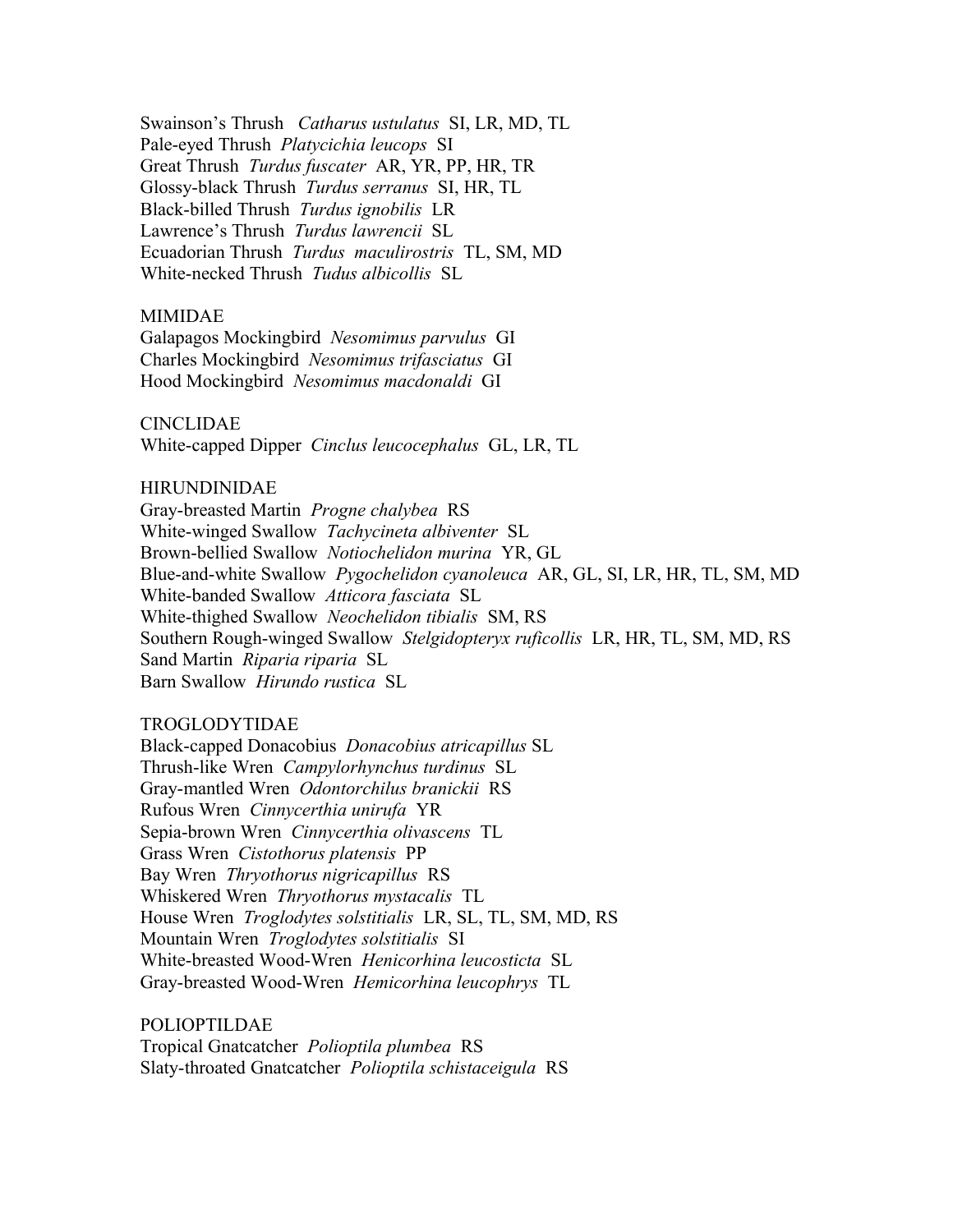Swainson's Thrush *Catharus ustulatus* SI, LR, MD, TL
Pale-eyed Thrush *Platycichia leucops* SI
Great Thrush *Turdus fuscater* AR, YR, PP, HR, TR
Glossy-black Thrush *Turdus serranus* SI, HR, TL
Black-billed Thrush *Turdus ignobilis* LR
Lawrence's Thrush *Turdus lawrencii* SL
Ecuadorian Thrush *Turdus maculirostris* TL, SM, MD
White-necked Thrush *Tudus albicollis* SL

MIMIDAE
Galapagos Mockingbird *Nesomimus parvulus* GI
Charles Mockingbird *Nesomimus trifasciatus* GI
Hood Mockingbird *Nesomimus macdonaldi* GI

CINCLIDAE
White-capped Dipper *Cinclus leucocephalus* GL, LR, TL

HIRUNDINIDAE
Gray-breasted Martin *Progne chalybea* RS
White-winged Swallow *Tachycineta albiventer* SL
Brown-bellied Swallow *Notiochelidon murina* YR, GL
Blue-and-white Swallow *Pygochelidon cyanoleuca* AR, GL, SI, LR, HR, TL, SM, MD
White-banded Swallow *Atticora fasciata* SL
White-thighed Swallow *Neochelidon tibialis* SM, RS
Southern Rough-winged Swallow *Stelgidopteryx ruficollis* LR, HR, TL, SM, MD, RS
Sand Martin *Riparia riparia* SL
Barn Swallow *Hirundo rustica* SL

TROGLODYTIDAE
Black-capped Donacobius *Donacobius atricapillus* SL
Thrush-like Wren *Campylorhynchus turdinus* SL
Gray-mantled Wren *Odontorchilus branickii* RS
Rufous Wren *Cinnycerthia unirufa* YR
Sepia-brown Wren *Cinnycerthia olivascens* TL
Grass Wren *Cistothorus platensis* PP
Bay Wren *Thryothorus nigricapillus* RS
Whiskered Wren *Thryothorus mystacalis* TL
House Wren *Troglodytes solstitialis* LR, SL, TL, SM, MD, RS
Mountain Wren *Troglodytes solstitialis* SI
White-breasted Wood-Wren *Henicorhina leucosticta* SL
Gray-breasted Wood-Wren *Hemicorhina leucophrys* TL

POLIOPTILDAE
Tropical Gnatcatcher *Polioptila plumbea* RS
Slaty-throated Gnatcatcher *Polioptila schistaceigula* RS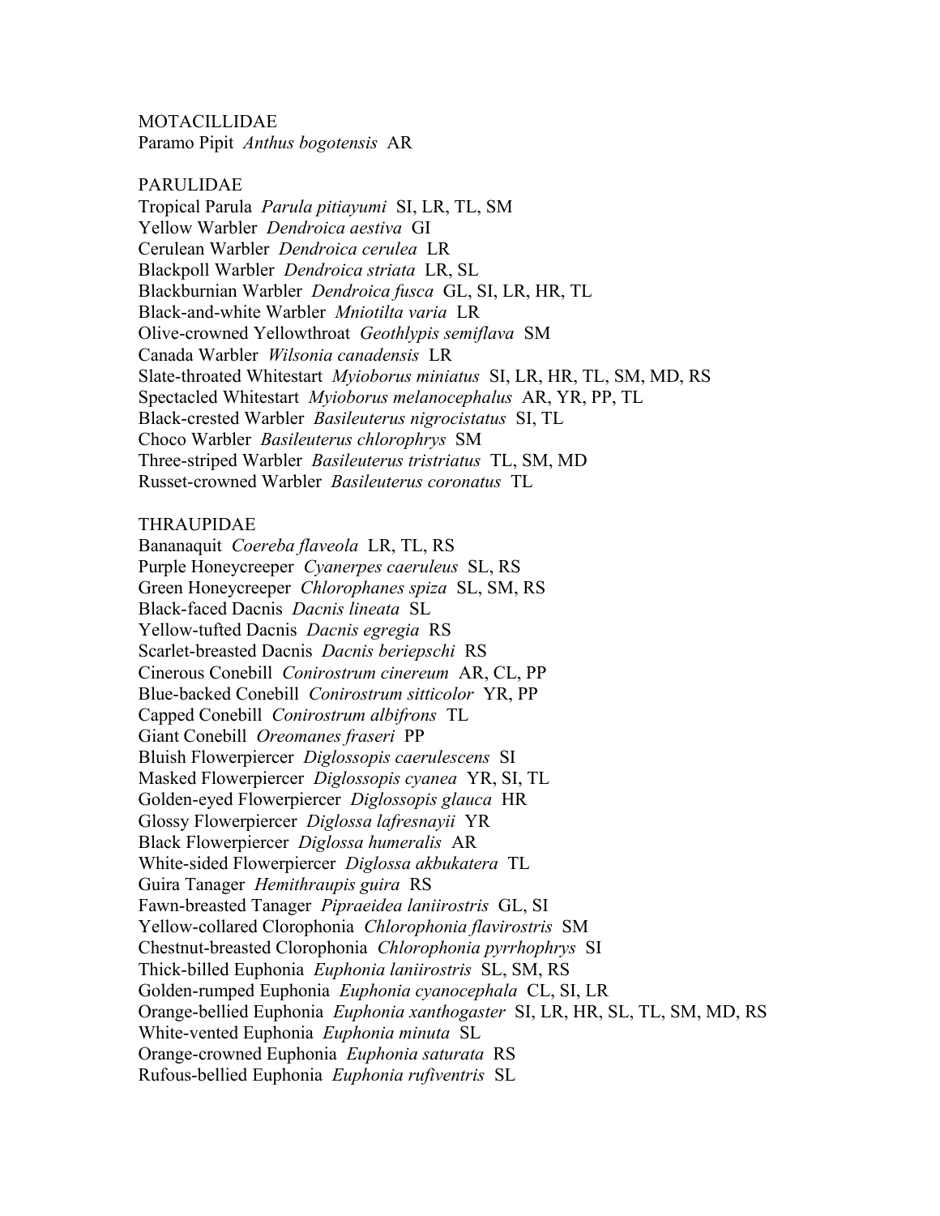MOTACILLIDAE
Paramo Pipit *Anthus bogotensis* AR

PARULIDAE
Tropical Parula *Parula pitiayumi* SI, LR, TL, SM
Yellow Warbler *Dendroica aestiva* GI
Cerulean Warbler *Dendroica cerulea* LR
Blackpoll Warbler *Dendroica striata* LR, SL
Blackburnian Warbler *Dendroica fusca* GL, SI, LR, HR, TL
Black-and-white Warbler *Mniotilta varia* LR
Olive-crowned Yellowthroat *Geothlypis semiflava* SM
Canada Warbler *Wilsonia canadensis* LR
Slate-throated Whitestart *Myioborus miniatus* SI, LR, HR, TL, SM, MD, RS
Spectacled Whitestart *Myioborus melanocephalus* AR, YR, PP, TL
Black-crested Warbler *Basileuterus nigrocistatus* SI, TL
Choco Warbler *Basileuterus chlorophrys* SM
Three-striped Warbler *Basileuterus tristriatus* TL, SM, MD
Russet-crowned Warbler *Basileuterus coronatus* TL

THRAUPIDAE
Bananaquit *Coereba flaveola* LR, TL, RS
Purple Honeycreeper *Cyanerpes caeruleus* SL, RS
Green Honeycreeper *Chlorophanes spiza* SL, SM, RS
Black-faced Dacnis *Dacnis lineata* SL
Yellow-tufted Dacnis *Dacnis egregia* RS
Scarlet-breasted Dacnis *Dacnis beriepschi* RS
Cinerous Conebill *Conirostrum cinereum* AR, CL, PP
Blue-backed Conebill *Conirostrum sitticolor* YR, PP
Capped Conebill *Conirostrum albifrons* TL
Giant Conebill *Oreomanes fraseri* PP
Bluish Flowerpiercer *Diglossopis caerulescens* SI
Masked Flowerpiercer *Diglossopis cyanea* YR, SI, TL
Golden-eyed Flowerpiercer *Diglossopis glauca* HR
Glossy Flowerpiercer *Diglossa lafresnayii* YR
Black Flowerpiercer *Diglossa humeralis* AR
White-sided Flowerpiercer *Diglossa akbukatera* TL
Guira Tanager *Hemithraupis guira* RS
Fawn-breasted Tanager *Pipraeidea laniirostris* GL, SI
Yellow-collared Clorophonia *Chlorophonia flavirostris* SM
Chestnut-breasted Clorophonia *Chlorophonia pyrrhophrys* SI
Thick-billed Euphonia *Euphonia laniirostris* SL, SM, RS
Golden-rumped Euphonia *Euphonia cyanocephala* CL, SI, LR
Orange-bellied Euphonia *Euphonia xanthogaster* SI, LR, HR, SL, TL, SM, MD, RS
White-vented Euphonia *Euphonia minuta* SL
Orange-crowned Euphonia *Euphonia saturata* RS
Rufous-bellied Euphonia *Euphonia rufiventris* SL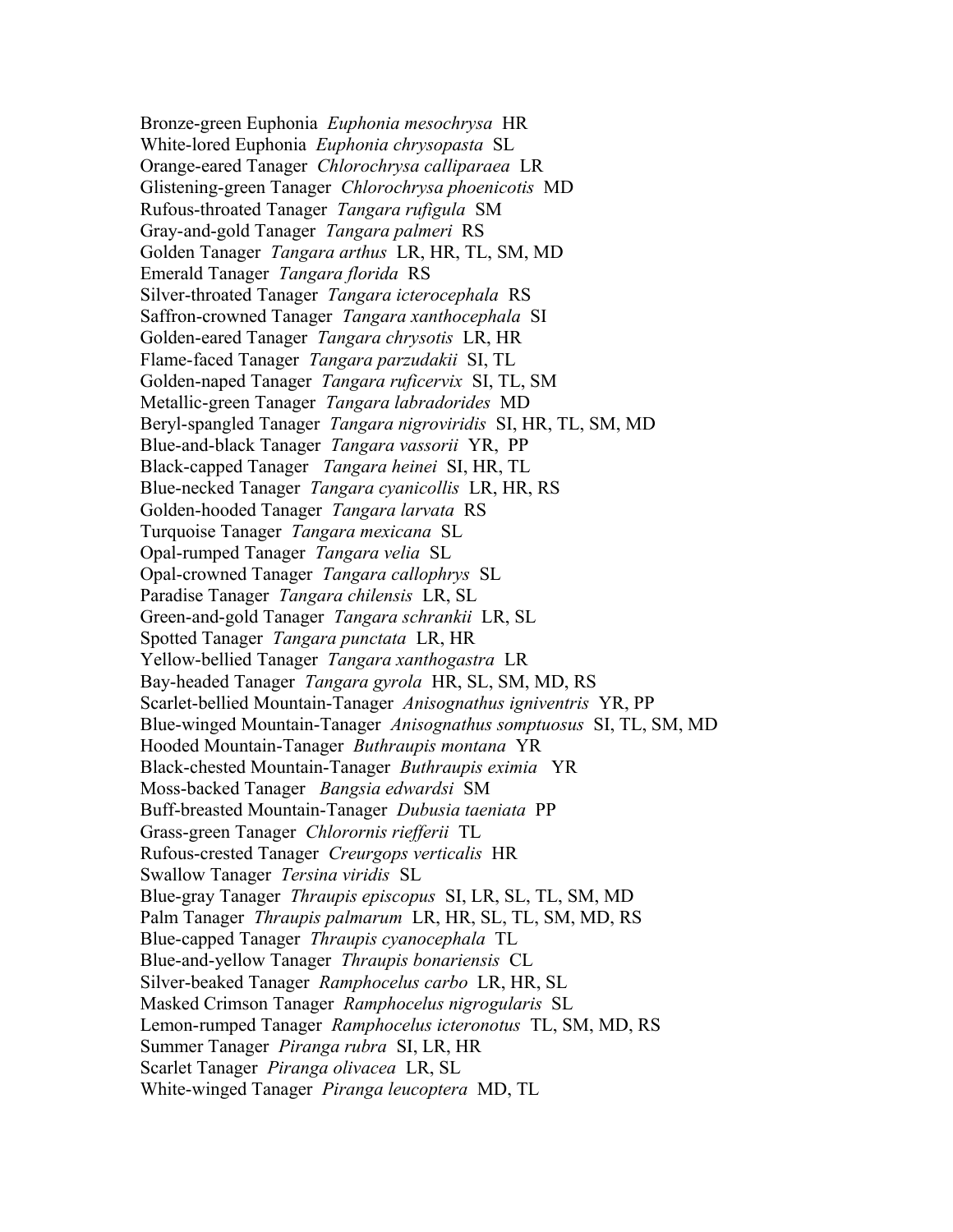Bronze-green Euphonia *Euphonia mesochrysa* HR  
White-lored Euphonia *Euphonia chrysopasta* SL  
Orange-eared Tanager *Chlorochrysa calliparaea* LR  
Glistening-green Tanager *Chlorochrysa phoenicotis* MD  
Rufous-throated Tanager *Tangara rufigula* SM  
Gray-and-gold Tanager *Tangara palmeri* RS  
Golden Tanager *Tangara arthus* LR, HR, TL, SM, MD  
Emerald Tanager *Tangara florida* RS  
Silver-throated Tanager *Tangara icterocephala* RS  
Saffron-crowned Tanager *Tangara xanthocephala* SI  
Golden-eared Tanager *Tangara chrysotis* LR, HR  
Flame-faced Tanager *Tangara parzudakii* SI, TL  
Golden-naped Tanager *Tangara ruficervix* SI, TL, SM  
Metallic-green Tanager *Tangara labradorides* MD  
Beryl-spangled Tanager *Tangara nigroviridis* SI, HR, TL, SM, MD  
Blue-and-black Tanager *Tangara vassorii* YR, PP  
Black-capped Tanager *Tangara heinei* SI, HR, TL  
Blue-necked Tanager *Tangara cyanicollis* LR, HR, RS  
Golden-hooded Tanager *Tangara larvata* RS  
Turquoise Tanager *Tangara mexicana* SL  
Opal-rumped Tanager *Tangara velia* SL  
Opal-crowned Tanager *Tangara callophrys* SL  
Paradise Tanager *Tangara chilensis* LR, SL  
Green-and-gold Tanager *Tangara schrankii* LR, SL  
Spotted Tanager *Tangara punctata* LR, HR  
Yellow-bellied Tanager *Tangara xanthogastra* LR  
Bay-headed Tanager *Tangara gyrola* HR, SL, SM, MD, RS  
Scarlet-bellied Mountain-Tanager *Anisognathus igniventris* YR, PP  
Blue-winged Mountain-Tanager *Anisognathus somptuosus* SI, TL, SM, MD  
Hooded Mountain-Tanager *Buthraupis montana* YR  
Black-chested Mountain-Tanager *Buthraupis eximia* YR  
Moss-backed Tanager *Bangsia edwardsi* SM  
Buff-breasted Mountain-Tanager *Dubusia taeniata* PP  
Grass-green Tanager *Chlorornis riefferii* TL  
Rufous-crested Tanager *Creurgops verticalis* HR  
Swallow Tanager *Tersina viridis* SL  
Blue-gray Tanager *Thraupis episcopus* SI, LR, SL, TL, SM, MD  
Palm Tanager *Thraupis palmarum* LR, HR, SL, TL, SM, MD, RS  
Blue-capped Tanager *Thraupis cyanocephala* TL  
Blue-and-yellow Tanager *Thraupis bonariensis* CL  
Silver-beaked Tanager *Ramphocelus carbo* LR, HR, SL  
Masked Crimson Tanager *Ramphocelus nigrogularis* SL  
Lemon-rumped Tanager *Ramphocelus icteronotus* TL, SM, MD, RS  
Summer Tanager *Piranga rubra* SI, LR, HR  
Scarlet Tanager *Piranga olivacea* LR, SL  
White-winged Tanager *Piranga leucoptera* MD, TL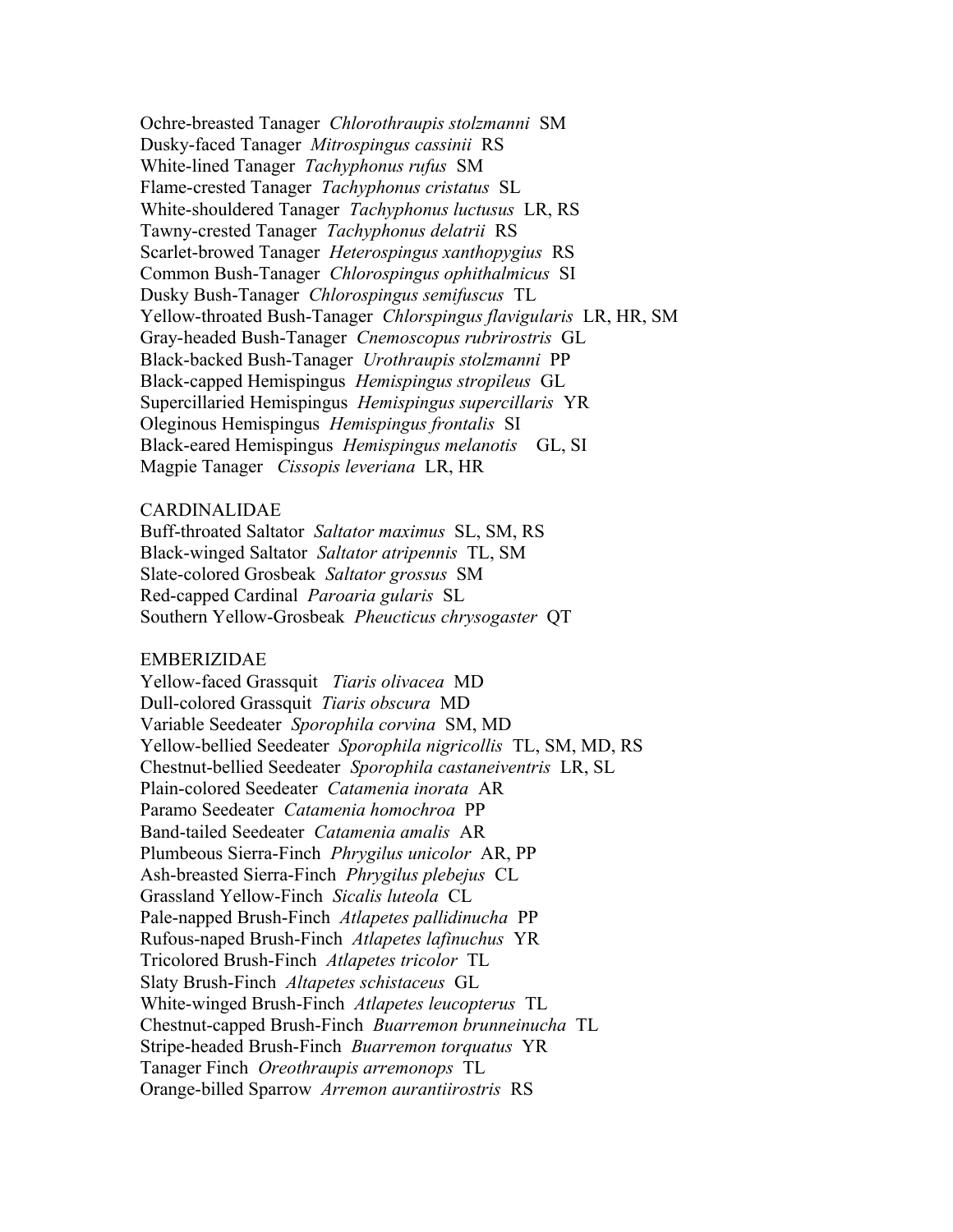Ochre-breasted Tanager *Chlorothraupis stolzmanni* SM
Dusky-faced Tanager *Mitrospingus cassinii* RS
White-lined Tanager *Tachyphonus rufus* SM
Flame-crested Tanager *Tachyphonus cristatus* SL
White-shouldered Tanager *Tachyphonus luctusus* LR, RS
Tawny-crested Tanager *Tachyphonus delatrii* RS
Scarlet-browed Tanager *Heterospingus xanthopygius* RS
Common Bush-Tanager *Chlorospingus ophithalmicus* SI
Dusky Bush-Tanager *Chlorospingus semifuscus* TL
Yellow-throated Bush-Tanager *Chlorspingus flavigularis* LR, HR, SM
Gray-headed Bush-Tanager *Cnemoscopus rubrirostris* GL
Black-backed Bush-Tanager *Urothraupis stolzmanni* PP
Black-capped Hemispingus *Hemispingus stropileus* GL
Supercillaried Hemispingus *Hemispingus supercillaris* YR
Oleginous Hemispingus *Hemispingus frontalis* SI
Black-eared Hemispingus *Hemispingus melanotis* GL, SI
Magpie Tanager *Cissopis leveriana* LR, HR

CARDINALIDAE
Buff-throated Saltator *Saltator maximus* SL, SM, RS
Black-winged Saltator *Saltator atripennis* TL, SM
Slate-colored Grosbeak *Saltator grossus* SM
Red-capped Cardinal *Paroaria gularis* SL
Southern Yellow-Grosbeak *Pheucticus chrysogaster* QT

EMBERIZIDAE
Yellow-faced Grassquit *Tiaris olivacea* MD
Dull-colored Grassquit *Tiaris obscura* MD
Variable Seedeater *Sporophila corvina* SM, MD
Yellow-bellied Seedeater *Sporophila nigricollis* TL, SM, MD, RS
Chestnut-bellied Seedeater *Sporophila castaneiventris* LR, SL
Plain-colored Seedeater *Catamenia inorata* AR
Paramo Seedeater *Catamenia homochroa* PP
Band-tailed Seedeater *Catamenia amalis* AR
Plumbeous Sierra-Finch *Phrygilus unicolor* AR, PP
Ash-breasted Sierra-Finch *Phrygilus plebejus* CL
Grassland Yellow-Finch *Sicalis luteola* CL
Pale-napped Brush-Finch *Atlapetes pallidinucha* PP
Rufous-naped Brush-Finch *Atlapetes lafinuchus* YR
Tricolored Brush-Finch *Atlapetes tricolor* TL
Slaty Brush-Finch *Altapetes schistaceus* GL
White-winged Brush-Finch *Atlapetes leucopterus* TL
Chestnut-capped Brush-Finch *Buarremon brunneinucha* TL
Stripe-headed Brush-Finch *Buarremon torquatus* YR
Tanager Finch *Oreothraupis arremonops* TL
Orange-billed Sparrow *Arremon aurantiirostris* RS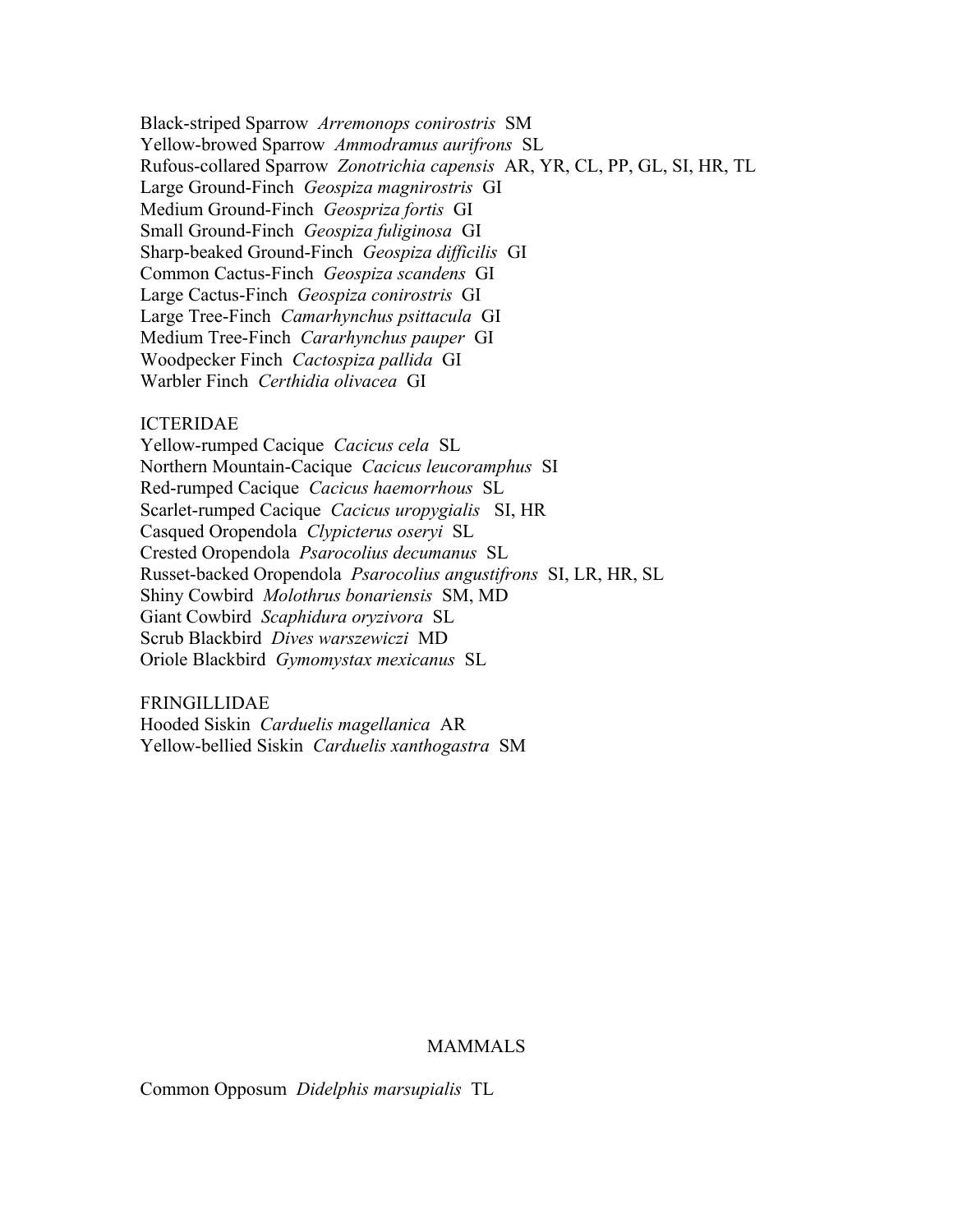Black-striped Sparrow *Arremonops conirostris* SM
Yellow-browed Sparrow *Ammodramus aurifrons* SL
Rufous-collared Sparrow *Zonotrichia capensis* AR, YR, CL, PP, GL, SI, HR, TL
Large Ground-Finch *Geospiza magnirostris* GI
Medium Ground-Finch *Geospriza fortis* GI
Small Ground-Finch *Geospiza fuliginosa* GI
Sharp-beaked Ground-Finch *Geospiza difficilis* GI
Common Cactus-Finch *Geospiza scandens* GI
Large Cactus-Finch *Geospiza conirostris* GI
Large Tree-Finch *Camarhynchus psittacula* GI
Medium Tree-Finch *Cararhynchus pauper* GI
Woodpecker Finch *Cactospiza pallida* GI
Warbler Finch *Certhidia olivacea* GI

ICTERIDAE
Yellow-rumped Cacique *Cacicus cela* SL
Northern Mountain-Cacique *Cacicus leucoramphus* SI
Red-rumped Cacique *Cacicus haemorrhous* SL
Scarlet-rumped Cacique *Cacicus uropygialis* SI, HR
Casqued Oropendola *Clypicterus oseryi* SL
Crested Oropendola *Psarocolius decumanus* SL
Russet-backed Oropendola *Psarocolius angustifrons* SI, LR, HR, SL
Shiny Cowbird *Molothrus bonariensis* SM, MD
Giant Cowbird *Scaphidura oryzivora* SL
Scrub Blackbird *Dives warszewiczi* MD
Oriole Blackbird *Gymomystax mexicanus* SL

FRINGILLIDAE
Hooded Siskin *Carduelis magellanica* AR
Yellow-bellied Siskin *Carduelis xanthogastra* SM

## MAMMALS

Common Opposum *Didelphis marsupialis* TL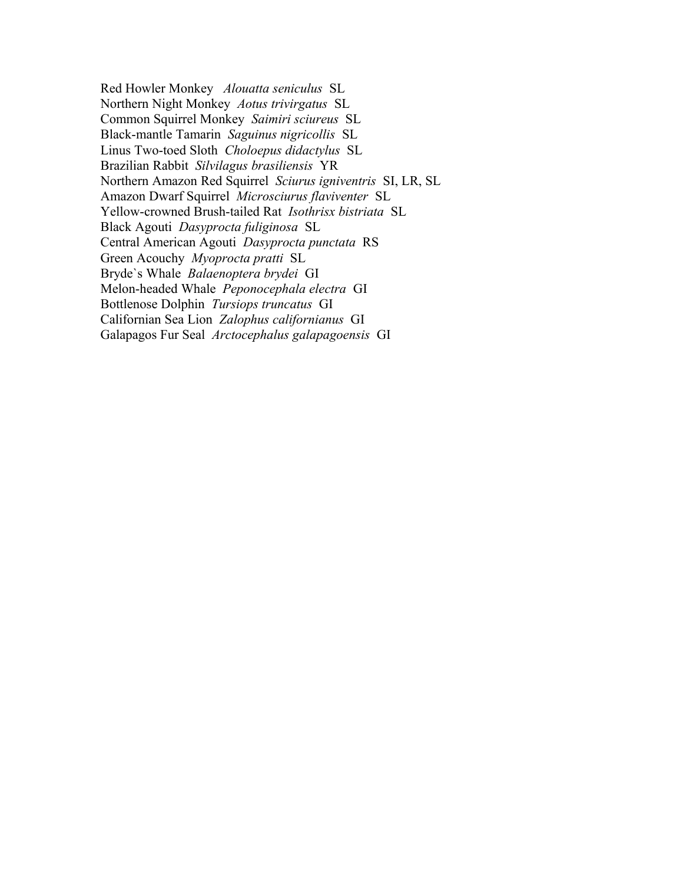Red Howler Monkey *Alouatta seniculus* SL
Northern Night Monkey *Aotus trivirgatus* SL
Common Squirrel Monkey *Saimiri sciureus* SL
Black-mantle Tamarin *Saguinus nigricollis* SL
Linus Two-toed Sloth *Choloepus didactylus* SL
Brazilian Rabbit *Silvilagus brasiliensis* YR
Northern Amazon Red Squirrel *Sciurus igniventris* SI, LR, SL
Amazon Dwarf Squirrel *Microsciurus flaviventer* SL
Yellow-crowned Brush-tailed Rat *Isothrisx bistriata* SL
Black Agouti *Dasyprocta fuliginosa* SL
Central American Agouti *Dasyprocta punctata* RS
Green Acouchy *Myoprocta pratti* SL
Bryde`s Whale *Balaenoptera brydei* GI
Melon-headed Whale *Peponocephala electra* GI
Bottlenose Dolphin *Tursiops truncatus* GI
Californian Sea Lion *Zalophus californianus* GI
Galapagos Fur Seal *Arctocephalus galapagoensis* GI